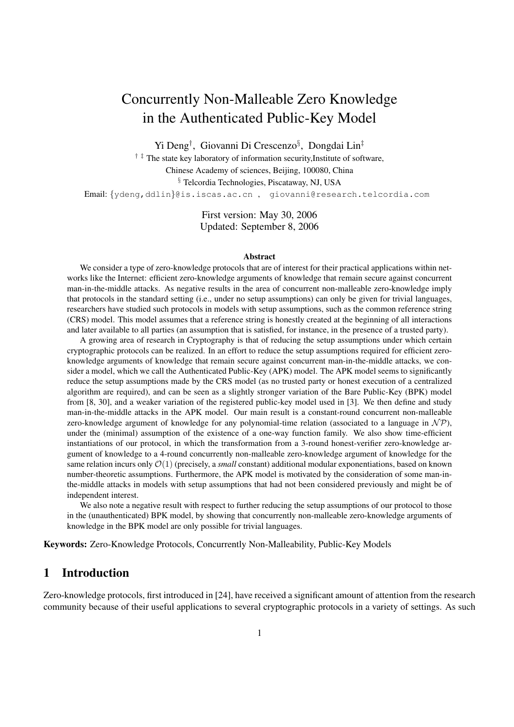# Concurrently Non-Malleable Zero Knowledge in the Authenticated Public-Key Model

Yi Deng[†], Giovanni Di Crescenzo[§], Dongdai Lin[‡]

[† ‡] The state key laboratory of information security,Institute of software, Chinese Academy of sciences, Beijing, 100080, China

[§] Telcordia Technologies, Piscataway, NJ, USA

Email: {ydeng,ddlin}@is.iscas.ac.cn , giovanni@research.telcordia.com

First version: May 30, 2006
Updated: September 8, 2006

### Abstract

We consider a type of zero-knowledge protocols that are of interest for their practical applications within networks like the Internet: efficient zero-knowledge arguments of knowledge that remain secure against concurrent man-in-the-middle attacks. As negative results in the area of concurrent non-malleable zero-knowledge imply that protocols in the standard setting (i.e., under no setup assumptions) can only be given for trivial languages, researchers have studied such protocols in models with setup assumptions, such as the common reference string (CRS) model. This model assumes that a reference string is honestly created at the beginning of all interactions and later available to all parties (an assumption that is satisfied, for instance, in the presence of a trusted party).

A growing area of research in Cryptography is that of reducing the setup assumptions under which certain cryptographic protocols can be realized. In an effort to reduce the setup assumptions required for efficient zero-knowledge arguments of knowledge that remain secure against concurrent man-in-the-middle attacks, we consider a model, which we call the Authenticated Public-Key (APK) model. The APK model seems to significantly reduce the setup assumptions made by the CRS model (as no trusted party or honest execution of a centralized algorithm are required), and can be seen as a slightly stronger variation of the Bare Public-Key (BPK) model from [8, 30], and a weaker variation of the registered public-key model used in [3]. We then define and study man-in-the-middle attacks in the APK model. Our main result is a constant-round concurrent non-malleable zero-knowledge argument of knowledge for any polynomial-time relation (associated to a language in $\mathcal{NP}$), under the (minimal) assumption of the existence of a one-way function family. We also show time-efficient instantiations of our protocol, in which the transformation from a 3-round honest-verifier zero-knowledge argument of knowledge to a 4-round concurrently non-malleable zero-knowledge argument of knowledge for the same relation incurs only $\mathcal{O}(1)$ (precisely, a *small* constant) additional modular exponentiations, based on known number-theoretic assumptions. Furthermore, the APK model is motivated by the consideration of some man-in-the-middle attacks in models with setup assumptions that had not been considered previously and might be of independent interest.

We also note a negative result with respect to further reducing the setup assumptions of our protocol to those in the (unauthenticated) BPK model, by showing that concurrently non-malleable zero-knowledge arguments of knowledge in the BPK model are only possible for trivial languages.

**Keywords:** Zero-Knowledge Protocols, Concurrently Non-Malleability, Public-Key Models

## 1 Introduction

Zero-knowledge protocols, first introduced in [24], have received a significant amount of attention from the research community because of their useful applications to several cryptographic protocols in a variety of settings. As such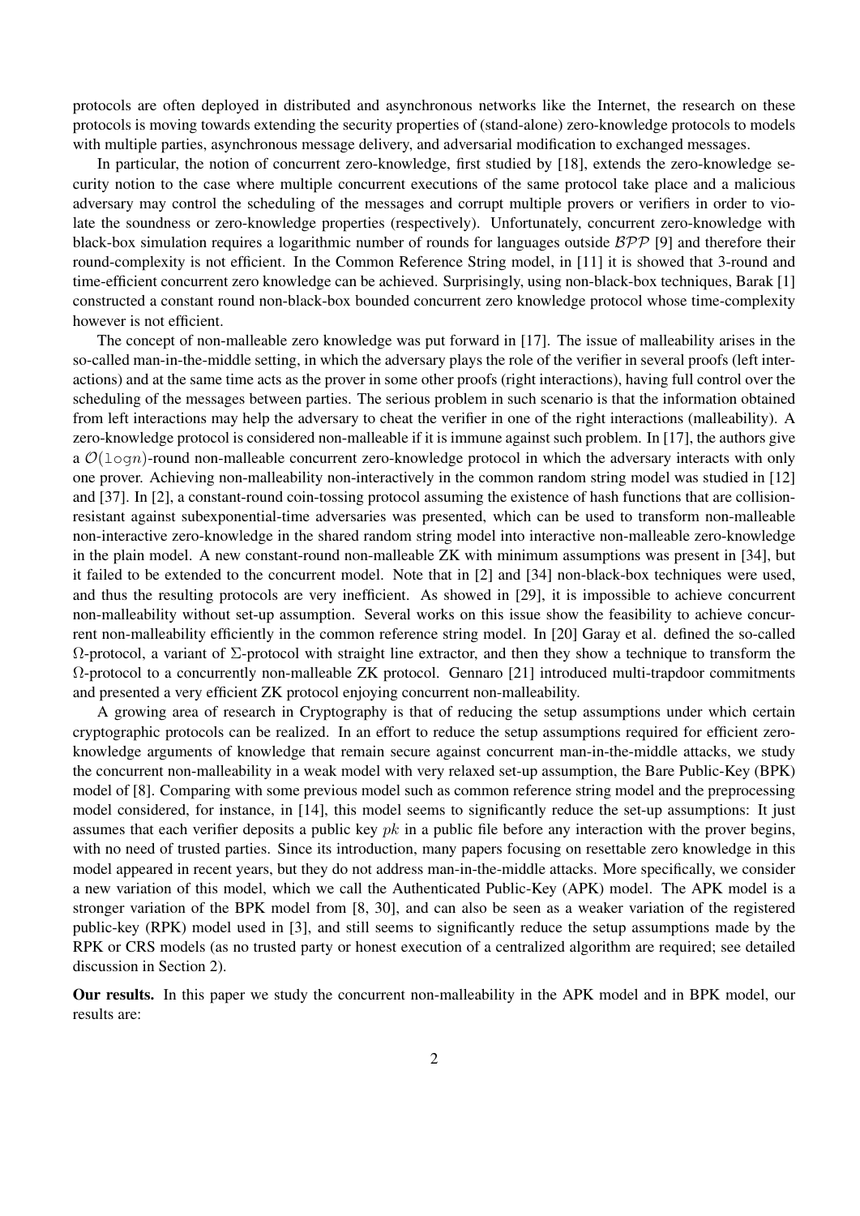protocols are often deployed in distributed and asynchronous networks like the Internet, the research on these protocols is moving towards extending the security properties of (stand-alone) zero-knowledge protocols to models with multiple parties, asynchronous message delivery, and adversarial modification to exchanged messages.

In particular, the notion of concurrent zero-knowledge, first studied by [18], extends the zero-knowledge security notion to the case where multiple concurrent executions of the same protocol take place and a malicious adversary may control the scheduling of the messages and corrupt multiple provers or verifiers in order to violate the soundness or zero-knowledge properties (respectively). Unfortunately, concurrent zero-knowledge with black-box simulation requires a logarithmic number of rounds for languages outside $\mathcal{BPP}$ [9] and therefore their round-complexity is not efficient. In the Common Reference String model, in [11] it is showed that 3-round and time-efficient concurrent zero knowledge can be achieved. Surprisingly, using non-black-box techniques, Barak [1] constructed a constant round non-black-box bounded concurrent zero knowledge protocol whose time-complexity however is not efficient.

The concept of non-malleable zero knowledge was put forward in [17]. The issue of malleability arises in the so-called man-in-the-middle setting, in which the adversary plays the role of the verifier in several proofs (left interactions) and at the same time acts as the prover in some other proofs (right interactions), having full control over the scheduling of the messages between parties. The serious problem in such scenario is that the information obtained from left interactions may help the adversary to cheat the verifier in one of the right interactions (malleability). A zero-knowledge protocol is considered non-malleable if it is immune against such problem. In [17], the authors give a $\mathcal{O}(\log n)$-round non-malleable concurrent zero-knowledge protocol in which the adversary interacts with only one prover. Achieving non-malleability non-interactively in the common random string model was studied in [12] and [37]. In [2], a constant-round coin-tossing protocol assuming the existence of hash functions that are collision-resistant against subexponential-time adversaries was presented, which can be used to transform non-malleable non-interactive zero-knowledge in the shared random string model into interactive non-malleable zero-knowledge in the plain model. A new constant-round non-malleable ZK with minimum assumptions was present in [34], but it failed to be extended to the concurrent model. Note that in [2] and [34] non-black-box techniques were used, and thus the resulting protocols are very inefficient. As showed in [29], it is impossible to achieve concurrent non-malleability without set-up assumption. Several works on this issue show the feasibility to achieve concurrent non-malleability efficiently in the common reference string model. In [20] Garay et al. defined the so-called $\Omega$-protocol, a variant of $\Sigma$-protocol with straight line extractor, and then they show a technique to transform the $\Omega$-protocol to a concurrently non-malleable ZK protocol. Gennaro [21] introduced multi-trapdoor commitments and presented a very efficient ZK protocol enjoying concurrent non-malleability.

A growing area of research in Cryptography is that of reducing the setup assumptions under which certain cryptographic protocols can be realized. In an effort to reduce the setup assumptions required for efficient zero-knowledge arguments of knowledge that remain secure against concurrent man-in-the-middle attacks, we study the concurrent non-malleability in a weak model with very relaxed set-up assumption, the Bare Public-Key (BPK) model of [8]. Comparing with some previous model such as common reference string model and the preprocessing model considered, for instance, in [14], this model seems to significantly reduce the set-up assumptions: It just assumes that each verifier deposits a public key $pk$ in a public file before any interaction with the prover begins, with no need of trusted parties. Since its introduction, many papers focusing on resettable zero knowledge in this model appeared in recent years, but they do not address man-in-the-middle attacks. More specifically, we consider a new variation of this model, which we call the Authenticated Public-Key (APK) model. The APK model is a stronger variation of the BPK model from [8, 30], and can also be seen as a weaker variation of the registered public-key (RPK) model used in [3], and still seems to significantly reduce the setup assumptions made by the RPK or CRS models (as no trusted party or honest execution of a centralized algorithm are required; see detailed discussion in Section 2).

**Our results.** In this paper we study the concurrent non-malleability in the APK model and in BPK model, our results are: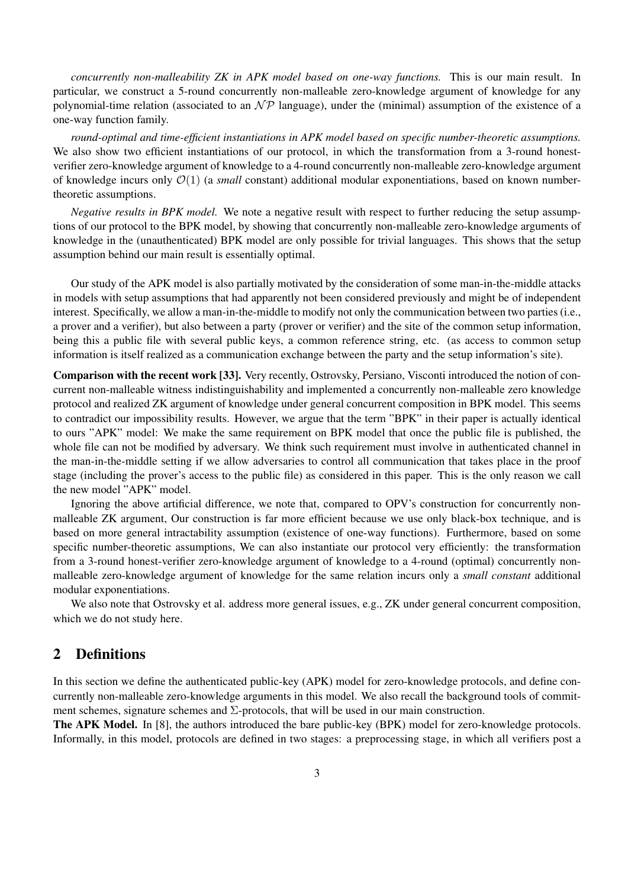*concurrently non-malleability ZK in APK model based on one-way functions.* This is our main result. In particular, we construct a 5-round concurrently non-malleable zero-knowledge argument of knowledge for any polynomial-time relation (associated to an $\mathcal{NP}$ language), under the (minimal) assumption of the existence of a one-way function family.

*round-optimal and time-efficient instantiations in APK model based on specific number-theoretic assumptions.* We also show two efficient instantiations of our protocol, in which the transformation from a 3-round honest-verifier zero-knowledge argument of knowledge to a 4-round concurrently non-malleable zero-knowledge argument of knowledge incurs only $\mathcal{O}(1)$ (a *small* constant) additional modular exponentiations, based on known number-theoretic assumptions.

*Negative results in BPK model.* We note a negative result with respect to further reducing the setup assumptions of our protocol to the BPK model, by showing that concurrently non-malleable zero-knowledge arguments of knowledge in the (unauthenticated) BPK model are only possible for trivial languages. This shows that the setup assumption behind our main result is essentially optimal.

Our study of the APK model is also partially motivated by the consideration of some man-in-the-middle attacks in models with setup assumptions that had apparently not been considered previously and might be of independent interest. Specifically, we allow a man-in-the-middle to modify not only the communication between two parties (i.e., a prover and a verifier), but also between a party (prover or verifier) and the site of the common setup information, being this a public file with several public keys, a common reference string, etc. (as access to common setup information is itself realized as a communication exchange between the party and the setup information's site).

**Comparison with the recent work [33].** Very recently, Ostrovsky, Persiano, Visconti introduced the notion of concurrent non-malleable witness indistinguishability and implemented a concurrently non-malleable zero knowledge protocol and realized ZK argument of knowledge under general concurrent composition in BPK model. This seems to contradict our impossibility results. However, we argue that the term "BPK" in their paper is actually identical to ours "APK" model: We make the same requirement on BPK model that once the public file is published, the whole file can not be modified by adversary. We think such requirement must involve in authenticated channel in the man-in-the-middle setting if we allow adversaries to control all communication that takes place in the proof stage (including the prover's access to the public file) as considered in this paper. This is the only reason we call the new model "APK" model.

Ignoring the above artificial difference, we note that, compared to OPV's construction for concurrently non-malleable ZK argument, Our construction is far more efficient because we use only black-box technique, and is based on more general intractability assumption (existence of one-way functions). Furthermore, based on some specific number-theoretic assumptions, We can also instantiate our protocol very efficiently: the transformation from a 3-round honest-verifier zero-knowledge argument of knowledge to a 4-round (optimal) concurrently non-malleable zero-knowledge argument of knowledge for the same relation incurs only a *small constant* additional modular exponentiations.

We also note that Ostrovsky et al. address more general issues, e.g., ZK under general concurrent composition, which we do not study here.

## 2 Definitions

In this section we define the authenticated public-key (APK) model for zero-knowledge protocols, and define concurrently non-malleable zero-knowledge arguments in this model. We also recall the background tools of commitment schemes, signature schemes and $\Sigma$-protocols, that will be used in our main construction.

**The APK Model.** In [8], the authors introduced the bare public-key (BPK) model for zero-knowledge protocols. Informally, in this model, protocols are defined in two stages: a preprocessing stage, in which all verifiers post a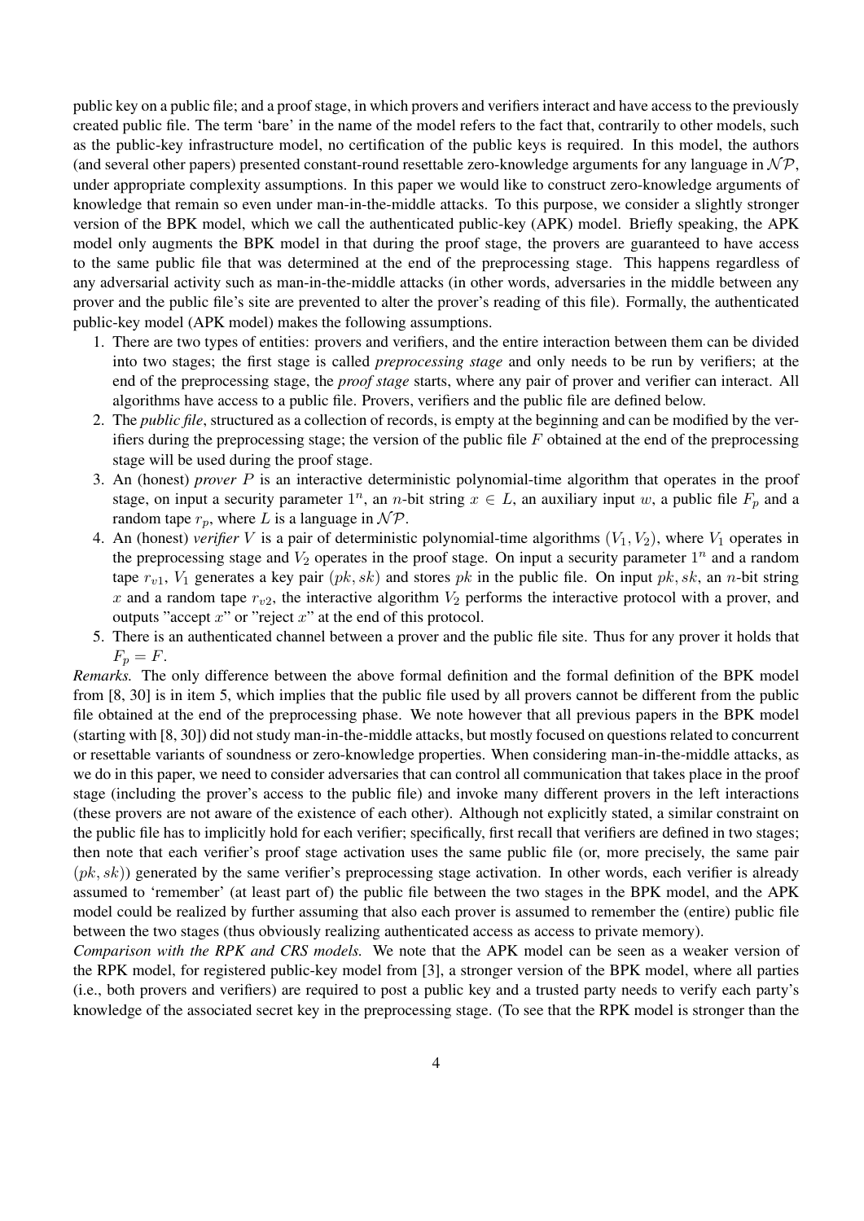public key on a public file; and a proof stage, in which provers and verifiers interact and have access to the previously created public file. The term 'bare' in the name of the model refers to the fact that, contrarily to other models, such as the public-key infrastructure model, no certification of the public keys is required. In this model, the authors (and several other papers) presented constant-round resettable zero-knowledge arguments for any language in $\mathcal{NP}$, under appropriate complexity assumptions. In this paper we would like to construct zero-knowledge arguments of knowledge that remain so even under man-in-the-middle attacks. To this purpose, we consider a slightly stronger version of the BPK model, which we call the authenticated public-key (APK) model. Briefly speaking, the APK model only augments the BPK model in that during the proof stage, the provers are guaranteed to have access to the same public file that was determined at the end of the preprocessing stage. This happens regardless of any adversarial activity such as man-in-the-middle attacks (in other words, adversaries in the middle between any prover and the public file's site are prevented to alter the prover's reading of this file). Formally, the authenticated public-key model (APK model) makes the following assumptions.

1. There are two types of entities: provers and verifiers, and the entire interaction between them can be divided into two stages; the first stage is called *preprocessing stage* and only needs to be run by verifiers; at the end of the preprocessing stage, the *proof stage* starts, where any pair of prover and verifier can interact. All algorithms have access to a public file. Provers, verifiers and the public file are defined below.
2. The *public file*, structured as a collection of records, is empty at the beginning and can be modified by the verifiers during the preprocessing stage; the version of the public file $F$ obtained at the end of the preprocessing stage will be used during the proof stage.
3. An (honest) *prover* $P$ is an interactive deterministic polynomial-time algorithm that operates in the proof stage, on input a security parameter $1^n$, an $n$-bit string $x \in L$, an auxiliary input $w$, a public file $F_p$ and a random tape $r_p$, where $L$ is a language in $\mathcal{NP}$.
4. An (honest) *verifier* $V$ is a pair of deterministic polynomial-time algorithms $(V_1, V_2)$, where $V_1$ operates in the preprocessing stage and $V_2$ operates in the proof stage. On input a security parameter $1^n$ and a random tape $r_{v1}$, $V_1$ generates a key pair $(pk, sk)$ and stores $pk$ in the public file. On input $pk, sk$, an $n$-bit string $x$ and a random tape $r_{v2}$, the interactive algorithm $V_2$ performs the interactive protocol with a prover, and outputs "accept $x$" or "reject $x$" at the end of this protocol.
5. There is an authenticated channel between a prover and the public file site. Thus for any prover it holds that $F_p = F$.

*Remarks.* The only difference between the above formal definition and the formal definition of the BPK model from [8, 30] is in item 5, which implies that the public file used by all provers cannot be different from the public file obtained at the end of the preprocessing phase. We note however that all previous papers in the BPK model (starting with [8, 30]) did not study man-in-the-middle attacks, but mostly focused on questions related to concurrent or resettable variants of soundness or zero-knowledge properties. When considering man-in-the-middle attacks, as we do in this paper, we need to consider adversaries that can control all communication that takes place in the proof stage (including the prover's access to the public file) and invoke many different provers in the left interactions (these provers are not aware of the existence of each other). Although not explicitly stated, a similar constraint on the public file has to implicitly hold for each verifier; specifically, first recall that verifiers are defined in two stages; then note that each verifier's proof stage activation uses the same public file (or, more precisely, the same pair $(pk, sk)$) generated by the same verifier's preprocessing stage activation. In other words, each verifier is already assumed to 'remember' (at least part of) the public file between the two stages in the BPK model, and the APK model could be realized by further assuming that also each prover is assumed to remember the (entire) public file between the two stages (thus obviously realizing authenticated access as access to private memory).

*Comparison with the RPK and CRS models.* We note that the APK model can be seen as a weaker version of the RPK model, for registered public-key model from [3], a stronger version of the BPK model, where all parties (i.e., both provers and verifiers) are required to post a public key and a trusted party needs to verify each party's knowledge of the associated secret key in the preprocessing stage. (To see that the RPK model is stronger than the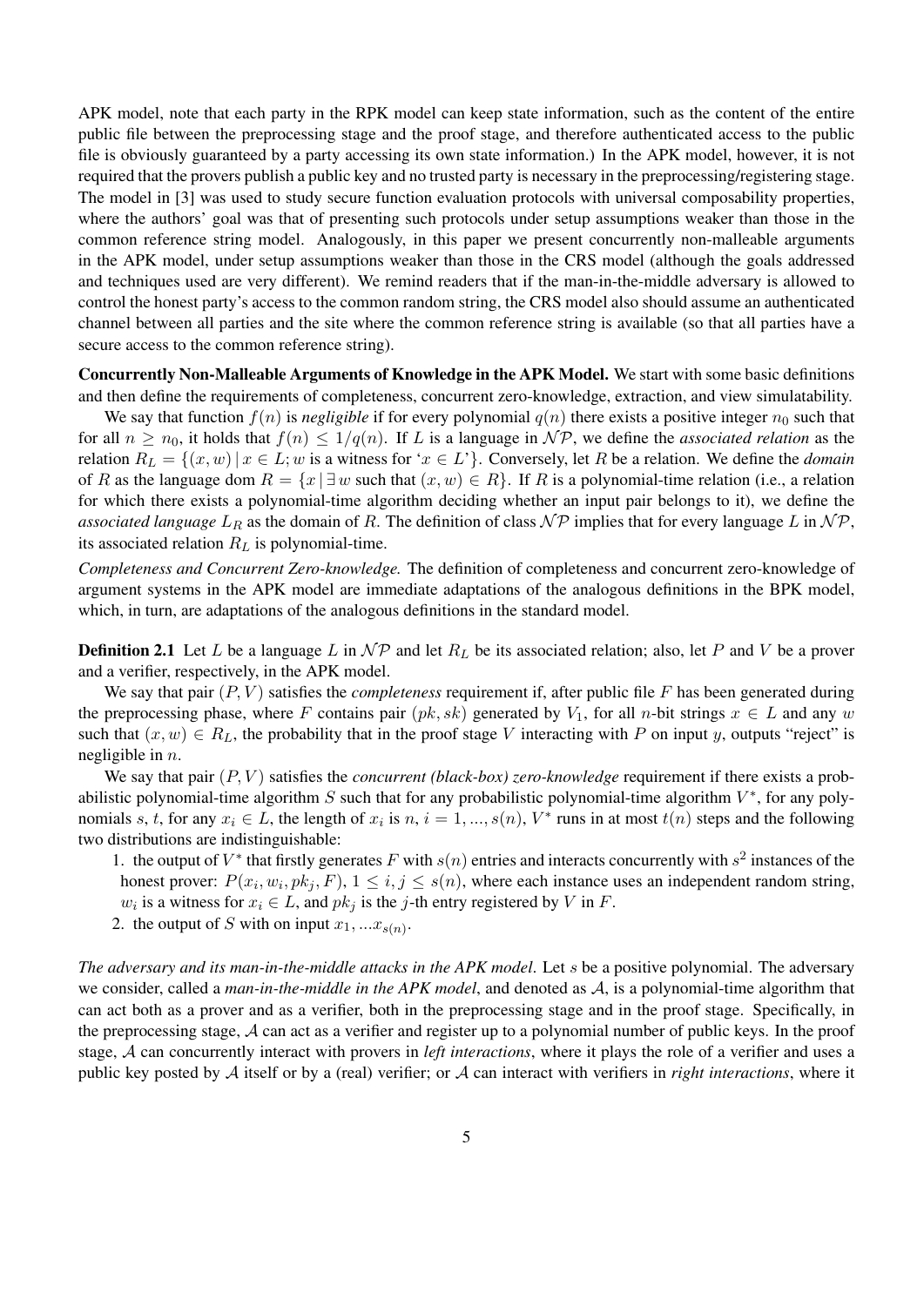APK model, note that each party in the RPK model can keep state information, such as the content of the entire public file between the preprocessing stage and the proof stage, and therefore authenticated access to the public file is obviously guaranteed by a party accessing its own state information.) In the APK model, however, it is not required that the provers publish a public key and no trusted party is necessary in the preprocessing/registering stage. The model in [3] was used to study secure function evaluation protocols with universal composability properties, where the authors' goal was that of presenting such protocols under setup assumptions weaker than those in the common reference string model. Analogously, in this paper we present concurrently non-malleable arguments in the APK model, under setup assumptions weaker than those in the CRS model (although the goals addressed and techniques used are very different). We remind readers that if the man-in-the-middle adversary is allowed to control the honest party's access to the common random string, the CRS model also should assume an authenticated channel between all parties and the site where the common reference string is available (so that all parties have a secure access to the common reference string).

**Concurrently Non-Malleable Arguments of Knowledge in the APK Model.** We start with some basic definitions and then define the requirements of completeness, concurrent zero-knowledge, extraction, and view simulatability.

We say that function $f(n)$ is *negligible* if for every polynomial $q(n)$ there exists a positive integer $n_0$ such that for all $n \geq n_0$, it holds that $f(n) \leq 1/q(n)$. If $L$ is a language in $\mathcal{NP}$, we define the *associated relation* as the relation $R_L = \{(x, w) \mid x \in L; w \text{ is a witness for '} x \in L\text{'}\}$. Conversely, let $R$ be a relation. We define the *domain* of $R$ as the language dom $R = \{x \mid \exists w \text{ such that } (x, w) \in R\}$. If $R$ is a polynomial-time relation (i.e., a relation for which there exists a polynomial-time algorithm deciding whether an input pair belongs to it), we define the *associated language* $L_R$ as the domain of $R$. The definition of class $\mathcal{NP}$ implies that for every language $L$ in $\mathcal{NP}$, its associated relation $R_L$ is polynomial-time.

*Completeness and Concurrent Zero-knowledge.* The definition of completeness and concurrent zero-knowledge of argument systems in the APK model are immediate adaptations of the analogous definitions in the BPK model, which, in turn, are adaptations of the analogous definitions in the standard model.

**Definition 2.1** Let $L$ be a language $L$ in $\mathcal{NP}$ and let $R_L$ be its associated relation; also, let $P$ and $V$ be a prover and a verifier, respectively, in the APK model.

We say that pair $(P, V)$ satisfies the *completeness* requirement if, after public file $F$ has been generated during the preprocessing phase, where $F$ contains pair $(pk, sk)$ generated by $V_1$, for all $n$-bit strings $x \in L$ and any $w$ such that $(x, w) \in R_L$, the probability that in the proof stage $V$ interacting with $P$ on input $y$, outputs "reject" is negligible in $n$.

We say that pair $(P, V)$ satisfies the *concurrent (black-box) zero-knowledge* requirement if there exists a probabilistic polynomial-time algorithm $S$ such that for any probabilistic polynomial-time algorithm $V^*$, for any polynomials $s$, $t$, for any $x_i \in L$, the length of $x_i$ is $n$, $i = 1, ..., s(n)$, $V^*$ runs in at most $t(n)$ steps and the following two distributions are indistinguishable:

1. the output of $V^*$ that firstly generates $F$ with $s(n)$ entries and interacts concurrently with $s^2$ instances of the honest prover: $P(x_i, w_i, pk_j, F)$, $1 \leq i, j \leq s(n)$, where each instance uses an independent random string, $w_i$ is a witness for $x_i \in L$, and $pk_j$ is the $j$-th entry registered by $V$ in $F$.
2. the output of $S$ with on input $x_1, ...x_{s(n)}$.

*The adversary and its man-in-the-middle attacks in the APK model.* Let $s$ be a positive polynomial. The adversary we consider, called a *man-in-the-middle in the APK model*, and denoted as $\mathcal{A}$, is a polynomial-time algorithm that can act both as a prover and as a verifier, both in the preprocessing stage and in the proof stage. Specifically, in the preprocessing stage, $\mathcal{A}$ can act as a verifier and register up to a polynomial number of public keys. In the proof stage, $\mathcal{A}$ can concurrently interact with provers in *left interactions*, where it plays the role of a verifier and uses a public key posted by $\mathcal{A}$ itself or by a (real) verifier; or $\mathcal{A}$ can interact with verifiers in *right interactions*, where it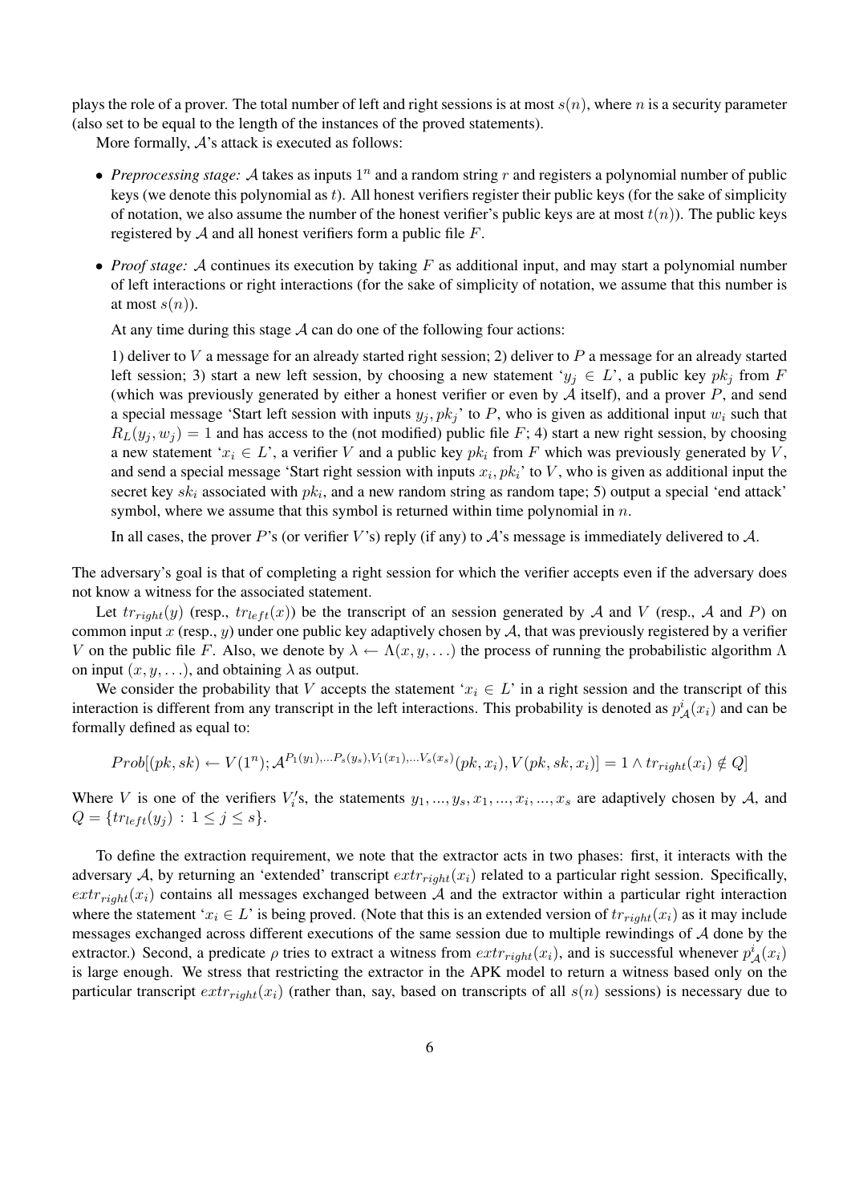plays the role of a prover. The total number of left and right sessions is at most $s(n)$, where $n$ is a security parameter (also set to be equal to the length of the instances of the proved statements).

More formally, $\mathcal{A}$'s attack is executed as follows:

- *Preprocessing stage:* $\mathcal{A}$ takes as inputs $1^n$ and a random string $r$ and registers a polynomial number of public keys (we denote this polynomial as $t$). All honest verifiers register their public keys (for the sake of simplicity of notation, we also assume the number of the honest verifier's public keys are at most $t(n)$). The public keys registered by $\mathcal{A}$ and all honest verifiers form a public file $F$.
- *Proof stage:* $\mathcal{A}$ continues its execution by taking $F$ as additional input, and may start a polynomial number of left interactions or right interactions (for the sake of simplicity of notation, we assume that this number is at most $s(n)$).

  At any time during this stage $\mathcal{A}$ can do one of the following four actions:

  1) deliver to $V$ a message for an already started right session; 2) deliver to $P$ a message for an already started left session; 3) start a new left session, by choosing a new statement '$y_j \in L$', a public key $pk_j$ from $F$ (which was previously generated by either a honest verifier or even by $\mathcal{A}$ itself), and a prover $P$, and send a special message 'Start left session with inputs $y_j, pk_j$' to $P$, who is given as additional input $w_i$ such that $R_L(y_j, w_j) = 1$ and has access to the (not modified) public file $F$; 4) start a new right session, by choosing a new statement '$x_i \in L$', a verifier $V$ and a public key $pk_i$ from $F$ which was previously generated by $V$, and send a special message 'Start right session with inputs $x_i, pk_i$' to $V$, who is given as additional input the secret key $sk_i$ associated with $pk_i$, and a new random string as random tape; 5) output a special 'end attack' symbol, where we assume that this symbol is returned within time polynomial in $n$.

  In all cases, the prover $P$'s (or verifier $V$'s) reply (if any) to $\mathcal{A}$'s message is immediately delivered to $\mathcal{A}$.

The adversary's goal is that of completing a right session for which the verifier accepts even if the adversary does not know a witness for the associated statement.

Let $tr_{right}(y)$ (resp., $tr_{left}(x)$) be the transcript of an session generated by $\mathcal{A}$ and $V$ (resp., $\mathcal{A}$ and $P$) on common input $x$ (resp., $y$) under one public key adaptively chosen by $\mathcal{A}$, that was previously registered by a verifier $V$ on the public file $F$. Also, we denote by $\lambda \leftarrow \Lambda(x, y, \ldots)$ the process of running the probabilistic algorithm $\Lambda$ on input $(x, y, \ldots)$, and obtaining $\lambda$ as output.

We consider the probability that $V$ accepts the statement '$x_i \in L$' in a right session and the transcript of this interaction is different from any transcript in the left interactions. This probability is denoted as $p^i_{\mathcal{A}}(x_i)$ and can be formally defined as equal to:

$$Prob[(pk, sk) \leftarrow V(1^n); \mathcal{A}^{P_1(y_1), \ldots P_s(y_s), V_1(x_1), \ldots V_s(x_s)}(pk, x_i), V(pk, sk, x_i)] = 1 \wedge tr_{right}(x_i) \notin Q]$$

Where $V$ is one of the verifiers $V_i'$s, the statements $y_1, \ldots, y_s, x_1, \ldots, x_i, \ldots, x_s$ are adaptively chosen by $\mathcal{A}$, and $Q = \{tr_{left}(y_j) : 1 \le j \le s\}$.

To define the extraction requirement, we note that the extractor acts in two phases: first, it interacts with the adversary $\mathcal{A}$, by returning an 'extended' transcript $extr_{right}(x_i)$ related to a particular right session. Specifically, $extr_{right}(x_i)$ contains all messages exchanged between $\mathcal{A}$ and the extractor within a particular right interaction where the statement '$x_i \in L$' is being proved. (Note that this is an extended version of $tr_{right}(x_i)$ as it may include messages exchanged across different executions of the same session due to multiple rewindings of $\mathcal{A}$ done by the extractor.) Second, a predicate $\rho$ tries to extract a witness from $extr_{right}(x_i)$, and is successful whenever $p^i_{\mathcal{A}}(x_i)$ is large enough. We stress that restricting the extractor in the APK model to return a witness based only on the particular transcript $extr_{right}(x_i)$ (rather than, say, based on transcripts of all $s(n)$ sessions) is necessary due to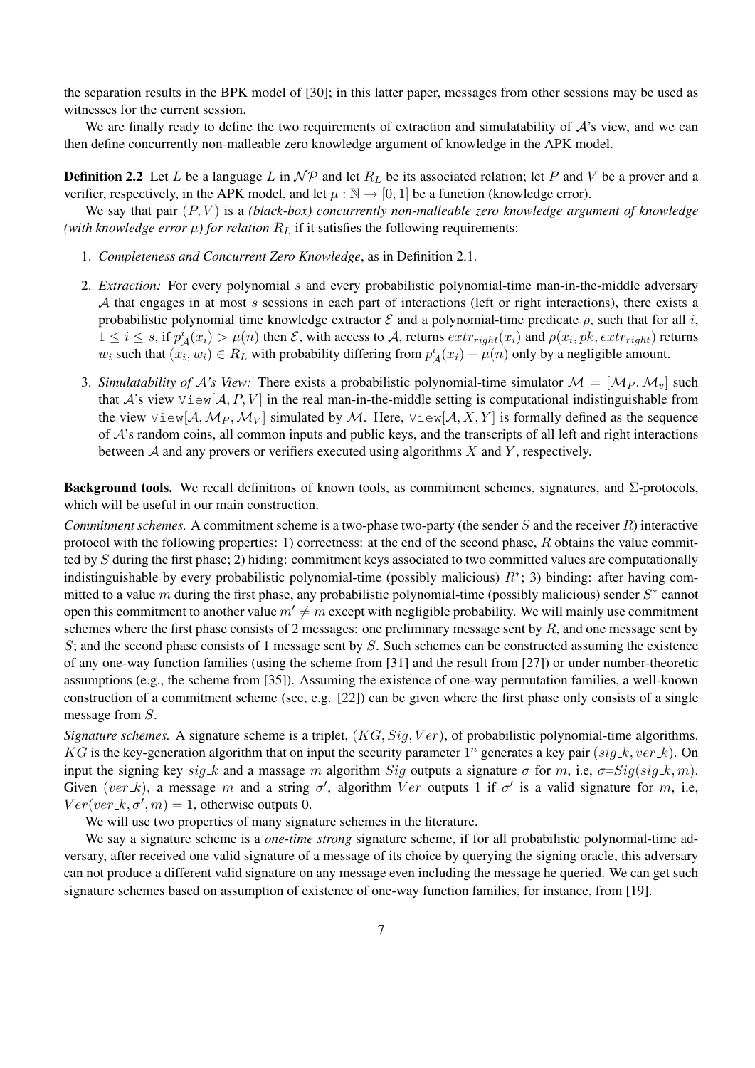the separation results in the BPK model of [30]; in this latter paper, messages from other sessions may be used as witnesses for the current session.

We are finally ready to define the two requirements of extraction and simulatability of $\mathcal{A}$'s view, and we can then define concurrently non-malleable zero knowledge argument of knowledge in the APK model.

**Definition 2.2** Let $L$ be a language $L$ in $\mathcal{NP}$ and let $R_L$ be its associated relation; let $P$ and $V$ be a prover and a verifier, respectively, in the APK model, and let $\mu : \mathbb{N} \rightarrow [0, 1]$ be a function (knowledge error).

We say that pair $(P, V)$ is a *(black-box) concurrently non-malleable zero knowledge argument of knowledge (with knowledge error $\mu$) for relation $R_L$* if it satisfies the following requirements:

1. *Completeness and Concurrent Zero Knowledge*, as in Definition 2.1.
2. *Extraction:* For every polynomial $s$ and every probabilistic polynomial-time man-in-the-middle adversary $\mathcal{A}$ that engages in at most $s$ sessions in each part of interactions (left or right interactions), there exists a probabilistic polynomial time knowledge extractor $\mathcal{E}$ and a polynomial-time predicate $\rho$, such that for all $i$, $1 \leq i \leq s$, if $p^i_{\mathcal{A}}(x_i) > \mu(n)$ then $\mathcal{E}$, with access to $\mathcal{A}$, returns $extr_{right}(x_i)$ and $\rho(x_i, pk, extr_{right})$ returns $w_i$ such that $(x_i, w_i) \in R_L$ with probability differing from $p^i_{\mathcal{A}}(x_i) - \mu(n)$ only by a negligible amount.
3. *Simulatability of $\mathcal{A}$'s View:* There exists a probabilistic polynomial-time simulator $\mathcal{M} = [\mathcal{M}_P, \mathcal{M}_v]$ such that $\mathcal{A}$'s view $\mathtt{View}[\mathcal{A}, P, V]$ in the real man-in-the-middle setting is computational indistinguishable from the view $\mathtt{View}[\mathcal{A}, \mathcal{M}_P, \mathcal{M}_V]$ simulated by $\mathcal{M}$. Here, $\mathtt{View}[\mathcal{A}, X, Y]$ is formally defined as the sequence of $\mathcal{A}$'s random coins, all common inputs and public keys, and the transcripts of all left and right interactions between $\mathcal{A}$ and any provers or verifiers executed using algorithms $X$ and $Y$, respectively.

**Background tools.** We recall definitions of known tools, as commitment schemes, signatures, and $\Sigma$-protocols, which will be useful in our main construction.

*Commitment schemes.* A commitment scheme is a two-phase two-party (the sender $S$ and the receiver $R$) interactive protocol with the following properties: 1) correctness: at the end of the second phase, $R$ obtains the value committed by $S$ during the first phase; 2) hiding: commitment keys associated to two committed values are computationally indistinguishable by every probabilistic polynomial-time (possibly malicious) $R^*$; 3) binding: after having committed to a value $m$ during the first phase, any probabilistic polynomial-time (possibly malicious) sender $S^*$ cannot open this commitment to another value $m' \neq m$ except with negligible probability. We will mainly use commitment schemes where the first phase consists of 2 messages: one preliminary message sent by $R$, and one message sent by $S$; and the second phase consists of 1 message sent by $S$. Such schemes can be constructed assuming the existence of any one-way function families (using the scheme from [31] and the result from [27]) or under number-theoretic assumptions (e.g., the scheme from [35]). Assuming the existence of one-way permutation families, a well-known construction of a commitment scheme (see, e.g. [22]) can be given where the first phase only consists of a single message from $S$.

*Signature schemes.* A signature scheme is a triplet, $(KG, Sig, Ver)$, of probabilistic polynomial-time algorithms. $KG$ is the key-generation algorithm that on input the security parameter $1^n$ generates a key pair $(sig\_k, ver\_k)$. On input the signing key $sig\_k$ and a massage $m$ algorithm $Sig$ outputs a signature $\sigma$ for $m$, i.e, $\sigma$=$Sig(sig\_k, m)$. Given $(ver\_k)$, a message $m$ and a string $\sigma'$, algorithm $Ver$ outputs 1 if $\sigma'$ is a valid signature for $m$, i.e, $Ver(ver\_k, \sigma', m) = 1$, otherwise outputs 0.

We will use two properties of many signature schemes in the literature.

We say a signature scheme is a *one-time strong* signature scheme, if for all probabilistic polynomial-time adversary, after received one valid signature of a message of its choice by querying the signing oracle, this adversary can not produce a different valid signature on any message even including the message he queried. We can get such signature schemes based on assumption of existence of one-way function families, for instance, from [19].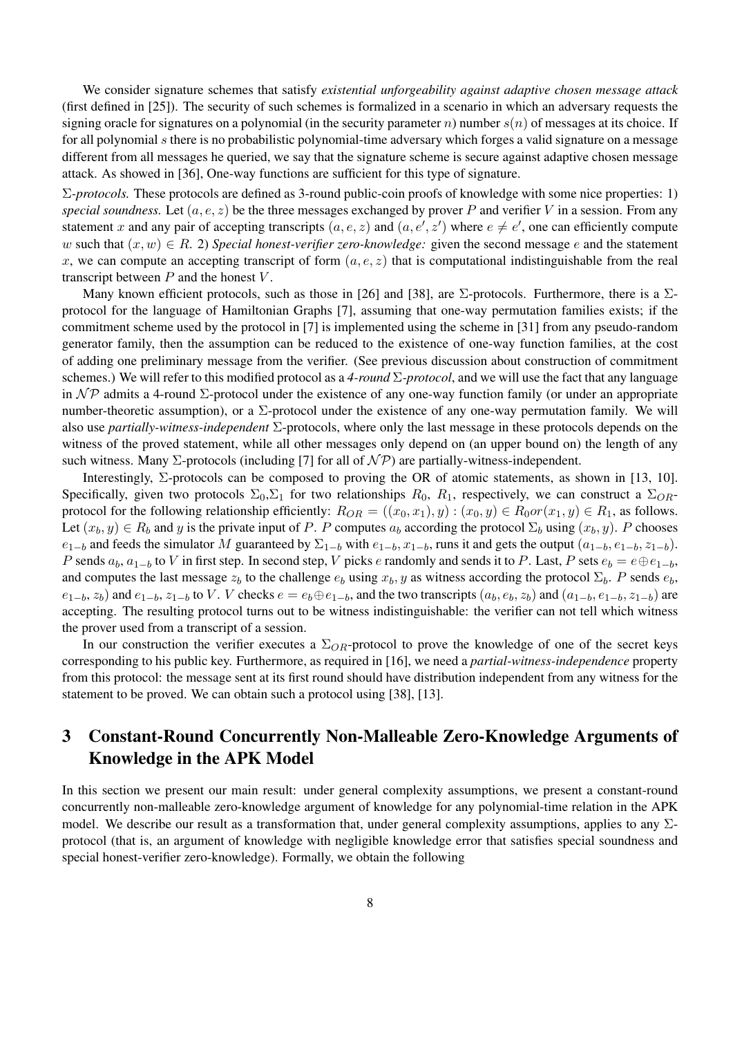We consider signature schemes that satisfy *existential unforgeability against adaptive chosen message attack* (first defined in [25]). The security of such schemes is formalized in a scenario in which an adversary requests the signing oracle for signatures on a polynomial (in the security parameter $n$) number $s(n)$ of messages at its choice. If for all polynomial $s$ there is no probabilistic polynomial-time adversary which forges a valid signature on a message different from all messages he queried, we say that the signature scheme is secure against adaptive chosen message attack. As showed in [36], One-way functions are sufficient for this type of signature.

*$\Sigma$-protocols.* These protocols are defined as 3-round public-coin proofs of knowledge with some nice properties: 1) *special soundness.* Let $(a, e, z)$ be the three messages exchanged by prover $P$ and verifier $V$ in a session. From any statement $x$ and any pair of accepting transcripts $(a, e, z)$ and $(a, e', z')$ where $e \neq e'$, one can efficiently compute $w$ such that $(x, w) \in R$. 2) *Special honest-verifier zero-knowledge:* given the second message $e$ and the statement $x$, we can compute an accepting transcript of form $(a, e, z)$ that is computational indistinguishable from the real transcript between $P$ and the honest $V$.

Many known efficient protocols, such as those in [26] and [38], are $\Sigma$-protocols. Furthermore, there is a $\Sigma$-protocol for the language of Hamiltonian Graphs [7], assuming that one-way permutation families exists; if the commitment scheme used by the protocol in [7] is implemented using the scheme in [31] from any pseudo-random generator family, then the assumption can be reduced to the existence of one-way function families, at the cost of adding one preliminary message from the verifier. (See previous discussion about construction of commitment schemes.) We will refer to this modified protocol as a *4-round $\Sigma$-protocol*, and we will use the fact that any language in $\mathcal{NP}$ admits a 4-round $\Sigma$-protocol under the existence of any one-way function family (or under an appropriate number-theoretic assumption), or a $\Sigma$-protocol under the existence of any one-way permutation family. We will also use *partially-witness-independent* $\Sigma$-protocols, where only the last message in these protocols depends on the witness of the proved statement, while all other messages only depend on (an upper bound on) the length of any such witness. Many $\Sigma$-protocols (including [7] for all of $\mathcal{NP}$) are partially-witness-independent.

Interestingly, $\Sigma$-protocols can be composed to proving the OR of atomic statements, as shown in [13, 10]. Specifically, given two protocols $\Sigma_0$,$\Sigma_1$ for two relationships $R_0$, $R_1$, respectively, we can construct a $\Sigma_{OR}$-protocol for the following relationship efficiently: $R_{OR} = ((x_0, x_1), y) : (x_0, y) \in R_0 or (x_1, y) \in R_1$, as follows. Let $(x_b, y) \in R_b$ and $y$ is the private input of $P$. $P$ computes $a_b$ according the protocol $\Sigma_b$ using $(x_b, y)$. $P$ chooses $e_{1-b}$ and feeds the simulator $M$ guaranteed by $\Sigma_{1-b}$ with $e_{1-b}, x_{1-b}$, runs it and gets the output $(a_{1-b}, e_{1-b}, z_{1-b})$. $P$ sends $a_b, a_{1-b}$ to $V$ in first step. In second step, $V$ picks $e$ randomly and sends it to $P$. Last, $P$ sets $e_b = e \oplus e_{1-b}$, and computes the last message $z_b$ to the challenge $e_b$ using $x_b, y$ as witness according the protocol $\Sigma_b$. $P$ sends $e_b$, $e_{1-b}$, $z_b$) and $e_{1-b}, z_{1-b}$ to $V$. $V$ checks $e = e_b \oplus e_{1-b}$, and the two transcripts $(a_b, e_b, z_b)$ and $(a_{1-b}, e_{1-b}, z_{1-b})$ are accepting. The resulting protocol turns out to be witness indistinguishable: the verifier can not tell which witness the prover used from a transcript of a session.

In our construction the verifier executes a $\Sigma_{OR}$-protocol to prove the knowledge of one of the secret keys corresponding to his public key. Furthermore, as required in [16], we need a *partial-witness-independence* property from this protocol: the message sent at its first round should have distribution independent from any witness for the statement to be proved. We can obtain such a protocol using [38], [13].

# 3 Constant-Round Concurrently Non-Malleable Zero-Knowledge Arguments of Knowledge in the APK Model

In this section we present our main result: under general complexity assumptions, we present a constant-round concurrently non-malleable zero-knowledge argument of knowledge for any polynomial-time relation in the APK model. We describe our result as a transformation that, under general complexity assumptions, applies to any $\Sigma$-protocol (that is, an argument of knowledge with negligible knowledge error that satisfies special soundness and special honest-verifier zero-knowledge). Formally, we obtain the following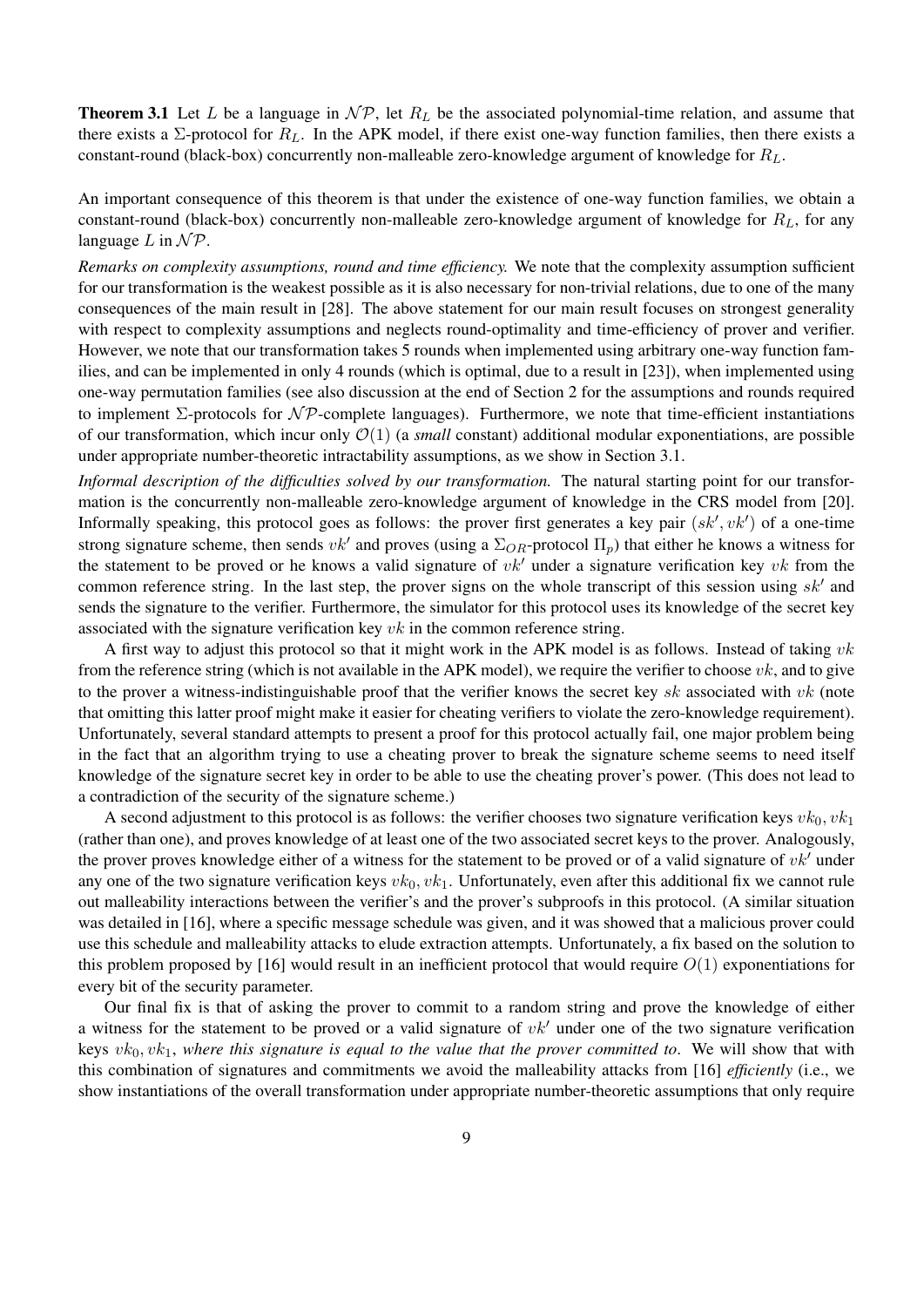**Theorem 3.1** Let $L$ be a language in $\mathcal{NP}$, let $R_L$ be the associated polynomial-time relation, and assume that there exists a $\Sigma$-protocol for $R_L$. In the APK model, if there exist one-way function families, then there exists a constant-round (black-box) concurrently non-malleable zero-knowledge argument of knowledge for $R_L$.

An important consequence of this theorem is that under the existence of one-way function families, we obtain a constant-round (black-box) concurrently non-malleable zero-knowledge argument of knowledge for $R_L$, for any language $L$ in $\mathcal{NP}$.

*Remarks on complexity assumptions, round and time efficiency.* We note that the complexity assumption sufficient for our transformation is the weakest possible as it is also necessary for non-trivial relations, due to one of the many consequences of the main result in [28]. The above statement for our main result focuses on strongest generality with respect to complexity assumptions and neglects round-optimality and time-efficiency of prover and verifier. However, we note that our transformation takes 5 rounds when implemented using arbitrary one-way function families, and can be implemented in only 4 rounds (which is optimal, due to a result in [23]), when implemented using one-way permutation families (see also discussion at the end of Section 2 for the assumptions and rounds required to implement $\Sigma$-protocols for $\mathcal{NP}$-complete languages). Furthermore, we note that time-efficient instantiations of our transformation, which incur only $\mathcal{O}(1)$ (a *small* constant) additional modular exponentiations, are possible under appropriate number-theoretic intractability assumptions, as we show in Section 3.1.

*Informal description of the difficulties solved by our transformation.* The natural starting point for our transformation is the concurrently non-malleable zero-knowledge argument of knowledge in the CRS model from [20]. Informally speaking, this protocol goes as follows: the prover first generates a key pair $(sk', vk')$ of a one-time strong signature scheme, then sends $vk'$ and proves (using a $\Sigma_{OR}$-protocol $\Pi_p$) that either he knows a witness for the statement to be proved or he knows a valid signature of $vk'$ under a signature verification key $vk$ from the common reference string. In the last step, the prover signs on the whole transcript of this session using $sk'$ and sends the signature to the verifier. Furthermore, the simulator for this protocol uses its knowledge of the secret key associated with the signature verification key $vk$ in the common reference string.

A first way to adjust this protocol so that it might work in the APK model is as follows. Instead of taking $vk$ from the reference string (which is not available in the APK model), we require the verifier to choose $vk$, and to give to the prover a witness-indistinguishable proof that the verifier knows the secret key $sk$ associated with $vk$ (note that omitting this latter proof might make it easier for cheating verifiers to violate the zero-knowledge requirement). Unfortunately, several standard attempts to present a proof for this protocol actually fail, one major problem being in the fact that an algorithm trying to use a cheating prover to break the signature scheme seems to need itself knowledge of the signature secret key in order to be able to use the cheating prover's power. (This does not lead to a contradiction of the security of the signature scheme.)

A second adjustment to this protocol is as follows: the verifier chooses two signature verification keys $vk_0, vk_1$ (rather than one), and proves knowledge of at least one of the two associated secret keys to the prover. Analogously, the prover proves knowledge either of a witness for the statement to be proved or of a valid signature of $vk'$ under any one of the two signature verification keys $vk_0, vk_1$. Unfortunately, even after this additional fix we cannot rule out malleability interactions between the verifier's and the prover's subproofs in this protocol. (A similar situation was detailed in [16], where a specific message schedule was given, and it was showed that a malicious prover could use this schedule and malleability attacks to elude extraction attempts. Unfortunately, a fix based on the solution to this problem proposed by [16] would result in an inefficient protocol that would require $O(1)$ exponentiations for every bit of the security parameter.

Our final fix is that of asking the prover to commit to a random string and prove the knowledge of either a witness for the statement to be proved or a valid signature of $vk'$ under one of the two signature verification keys $vk_0, vk_1$, *where this signature is equal to the value that the prover committed to*. We will show that with this combination of signatures and commitments we avoid the malleability attacks from [16] *efficiently* (i.e., we show instantiations of the overall transformation under appropriate number-theoretic assumptions that only require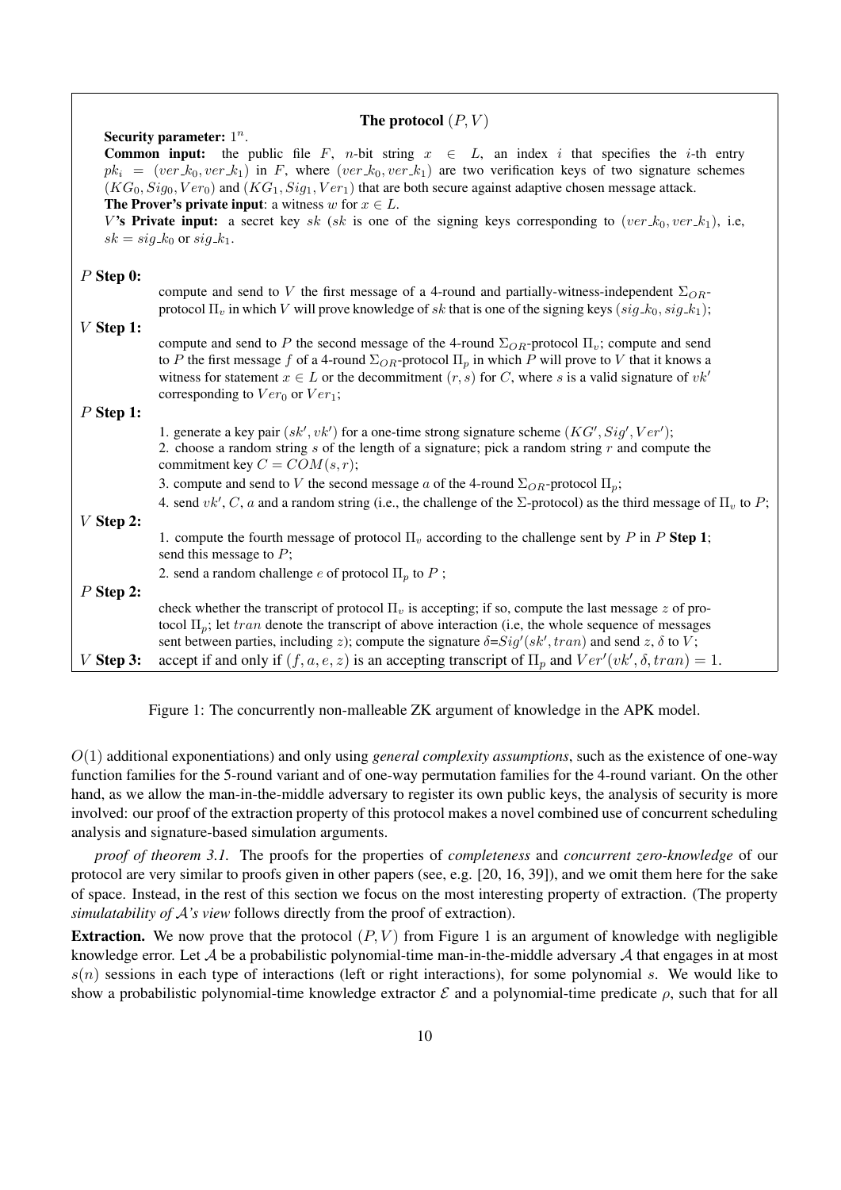**The protocol $(P, V)$**

**Security parameter:** $1^n$.

**Common input:** the public file $F$, $n$-bit string $x \in L$, an index $i$ that specifies the $i$-th entry $pk_i = (ver\_k_0, ver\_k_1)$ in $F$, where $(ver\_k_0, ver\_k_1)$ are two verification keys of two signature schemes $(KG_0, Sig_0, Ver_0)$ and $(KG_1, Sig_1, Ver_1)$ that are both secure against adaptive chosen message attack.

**The Prover's private input**: a witness $w$ for $x \in L$.

$V$**'s Private input:** a secret key $sk$ ($sk$ is one of the signing keys corresponding to $(ver\_k_0, ver\_k_1)$, i.e, $sk = sig\_k_0$ or $sig\_k_1$.

$P$ **Step 0:** compute and send to $V$ the first message of a 4-round and partially-witness-independent $\Sigma_{OR}$-protocol $\Pi_v$ in which $V$ will prove knowledge of $sk$ that is one of the signing keys $(sig\_k_0, sig\_k_1)$;

$V$ **Step 1:** compute and send to $P$ the second message of the 4-round $\Sigma_{OR}$-protocol $\Pi_v$; compute and send to $P$ the first message $f$ of a 4-round $\Sigma_{OR}$-protocol $\Pi_p$ in which $P$ will prove to $V$ that it knows a witness for statement $x \in L$ or the decommitment $(r, s)$ for $C$, where $s$ is a valid signature of $vk'$ corresponding to $Ver_0$ or $Ver_1$;

$P$ **Step 1:**

1. generate a key pair $(sk', vk')$ for a one-time strong signature scheme $(KG', Sig', Ver')$;
2. choose a random string $s$ of the length of a signature; pick a random string $r$ and compute the commitment key $C = COM(s, r)$;
3. compute and send to $V$ the second message $a$ of the 4-round $\Sigma_{OR}$-protocol $\Pi_p$;
4. send $vk'$, $C$, $a$ and a random string (i.e., the challenge of the $\Sigma$-protocol) as the third message of $\Pi_v$ to $P$;

$V$ **Step 2:**

1. compute the fourth message of protocol $\Pi_v$ according to the challenge sent by $P$ in $P$ **Step 1**; send this message to $P$;
2. send a random challenge $e$ of protocol $\Pi_p$ to $P$ ;

$P$ **Step 2:** check whether the transcript of protocol $\Pi_v$ is accepting; if so, compute the last message $z$ of protocol $\Pi_p$; let $tran$ denote the transcript of above interaction (i.e, the whole sequence of messages sent between parties, including $z$); compute the signature $\delta$=$Sig'(sk', tran)$ and send $z$, $\delta$ to $V$;

$V$ **Step 3:** accept if and only if $(f, a, e, z)$ is an accepting transcript of $\Pi_p$ and $Ver'(vk', \delta, tran) = 1$.

Figure 1: The concurrently non-malleable ZK argument of knowledge in the APK model.

$O(1)$ additional exponentiations) and only using *general complexity assumptions*, such as the existence of one-way function families for the 5-round variant and of one-way permutation families for the 4-round variant. On the other hand, as we allow the man-in-the-middle adversary to register its own public keys, the analysis of security is more involved: our proof of the extraction property of this protocol makes a novel combined use of concurrent scheduling analysis and signature-based simulation arguments.

*proof of theorem 3.1.* The proofs for the properties of *completeness* and *concurrent zero-knowledge* of our protocol are very similar to proofs given in other papers (see, e.g. [20, 16, 39]), and we omit them here for the sake of space. Instead, in the rest of this section we focus on the most interesting property of extraction. (The property *simulatability of $\mathcal{A}$'s view* follows directly from the proof of extraction).

**Extraction.** We now prove that the protocol $(P, V)$ from Figure 1 is an argument of knowledge with negligible knowledge error. Let $\mathcal{A}$ be a probabilistic polynomial-time man-in-the-middle adversary $\mathcal{A}$ that engages in at most $s(n)$ sessions in each type of interactions (left or right interactions), for some polynomial $s$. We would like to show a probabilistic polynomial-time knowledge extractor $\mathcal{E}$ and a polynomial-time predicate $\rho$, such that for all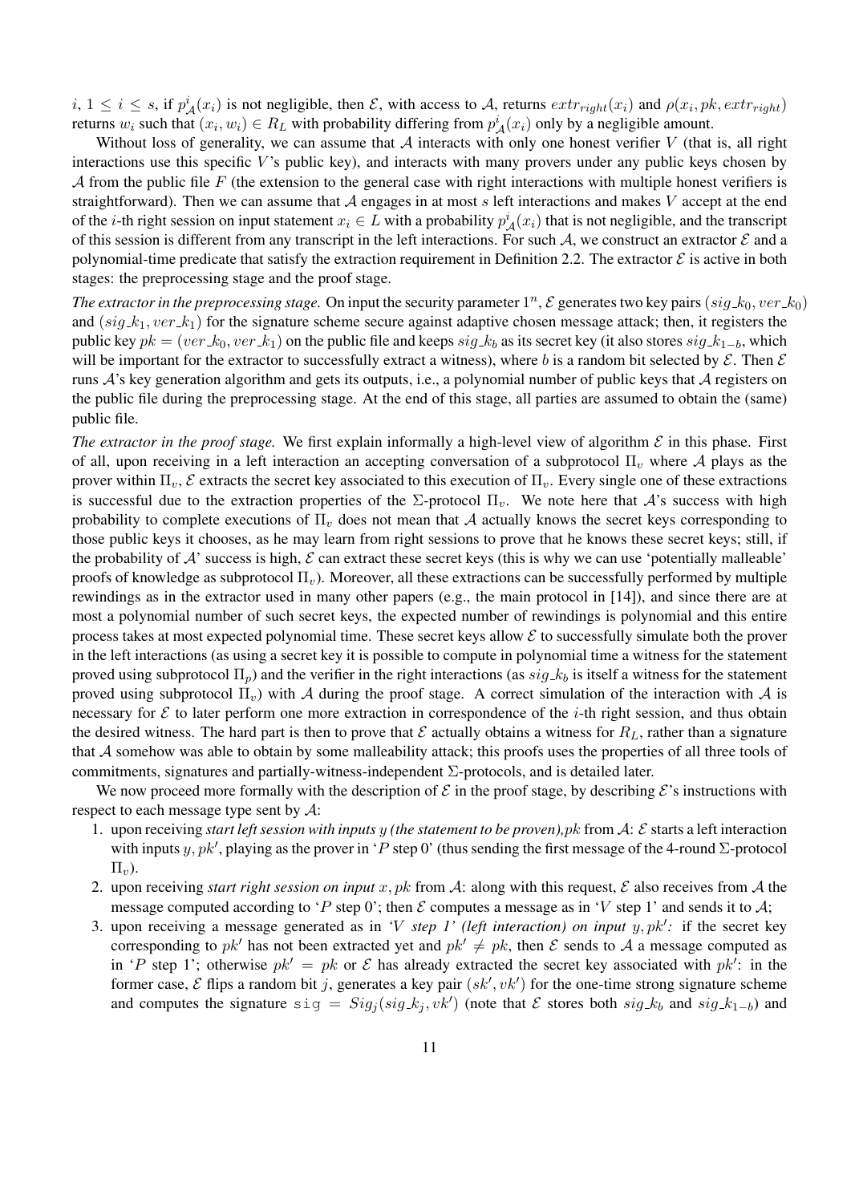$i$, $1 \leq i \leq s$, if $p^i_{\mathcal{A}}(x_i)$ is not negligible, then $\mathcal{E}$, with access to $\mathcal{A}$, returns $extr_{right}(x_i)$ and $\rho(x_i, pk, extr_{right})$ returns $w_i$ such that $(x_i, w_i) \in R_L$ with probability differing from $p^i_{\mathcal{A}}(x_i)$ only by a negligible amount.

Without loss of generality, we can assume that $\mathcal{A}$ interacts with only one honest verifier $V$ (that is, all right interactions use this specific $V$'s public key), and interacts with many provers under any public keys chosen by $\mathcal{A}$ from the public file $F$ (the extension to the general case with right interactions with multiple honest verifiers is straightforward). Then we can assume that $\mathcal{A}$ engages in at most $s$ left interactions and makes $V$ accept at the end of the $i$-th right session on input statement $x_i \in L$ with a probability $p^i_{\mathcal{A}}(x_i)$ that is not negligible, and the transcript of this session is different from any transcript in the left interactions. For such $\mathcal{A}$, we construct an extractor $\mathcal{E}$ and a polynomial-time predicate that satisfy the extraction requirement in Definition 2.2. The extractor $\mathcal{E}$ is active in both stages: the preprocessing stage and the proof stage.

*The extractor in the preprocessing stage.* On input the security parameter $1^n$, $\mathcal{E}$ generates two key pairs $(sig\_k_0, ver\_k_0)$ and $(sig\_k_1, ver\_k_1)$ for the signature scheme secure against adaptive chosen message attack; then, it registers the public key $pk = (ver\_k_0, ver\_k_1)$ on the public file and keeps $sig\_k_b$ as its secret key (it also stores $sig\_k_{1-b}$, which will be important for the extractor to successfully extract a witness), where $b$ is a random bit selected by $\mathcal{E}$. Then $\mathcal{E}$ runs $\mathcal{A}$'s key generation algorithm and gets its outputs, i.e., a polynomial number of public keys that $\mathcal{A}$ registers on the public file during the preprocessing stage. At the end of this stage, all parties are assumed to obtain the (same) public file.

*The extractor in the proof stage.* We first explain informally a high-level view of algorithm $\mathcal{E}$ in this phase. First of all, upon receiving in a left interaction an accepting conversation of a subprotocol $\Pi_v$ where $\mathcal{A}$ plays as the prover within $\Pi_v$, $\mathcal{E}$ extracts the secret key associated to this execution of $\Pi_v$. Every single one of these extractions is successful due to the extraction properties of the $\Sigma$-protocol $\Pi_v$. We note here that $\mathcal{A}$'s success with high probability to complete executions of $\Pi_v$ does not mean that $\mathcal{A}$ actually knows the secret keys corresponding to those public keys it chooses, as he may learn from right sessions to prove that he knows these secret keys; still, if the probability of $\mathcal{A}$' success is high, $\mathcal{E}$ can extract these secret keys (this is why we can use 'potentially malleable' proofs of knowledge as subprotocol $\Pi_v$). Moreover, all these extractions can be successfully performed by multiple rewindings as in the extractor used in many other papers (e.g., the main protocol in [14]), and since there are at most a polynomial number of such secret keys, the expected number of rewindings is polynomial and this entire process takes at most expected polynomial time. These secret keys allow $\mathcal{E}$ to successfully simulate both the prover in the left interactions (as using a secret key it is possible to compute in polynomial time a witness for the statement proved using subprotocol $\Pi_p$) and the verifier in the right interactions (as $sig\_k_b$ is itself a witness for the statement proved using subprotocol $\Pi_v$) with $\mathcal{A}$ during the proof stage. A correct simulation of the interaction with $\mathcal{A}$ is necessary for $\mathcal{E}$ to later perform one more extraction in correspondence of the $i$-th right session, and thus obtain the desired witness. The hard part is then to prove that $\mathcal{E}$ actually obtains a witness for $R_L$, rather than a signature that $\mathcal{A}$ somehow was able to obtain by some malleability attack; this proofs uses the properties of all three tools of commitments, signatures and partially-witness-independent $\Sigma$-protocols, and is detailed later.

We now proceed more formally with the description of $\mathcal{E}$ in the proof stage, by describing $\mathcal{E}$'s instructions with respect to each message type sent by $\mathcal{A}$:

1. upon receiving *start left session with inputs $y$ (the statement to be proven),$pk$* from $\mathcal{A}$: $\mathcal{E}$ starts a left interaction with inputs $y, pk'$, playing as the prover in '$P$ step 0' (thus sending the first message of the 4-round $\Sigma$-protocol $\Pi_v$).
2. upon receiving *start right session on input $x, pk$* from $\mathcal{A}$: along with this request, $\mathcal{E}$ also receives from $\mathcal{A}$ the message computed according to '$P$ step 0'; then $\mathcal{E}$ computes a message as in '$V$ step 1' and sends it to $\mathcal{A}$;
3. upon receiving a message generated as in *'$V$ step 1' (left interaction) on input $y, pk'$*: if the secret key corresponding to $pk'$ has not been extracted yet and $pk' \neq pk$, then $\mathcal{E}$ sends to $\mathcal{A}$ a message computed as in '$P$ step 1'; otherwise $pk' = pk$ or $\mathcal{E}$ has already extracted the secret key associated with $pk'$: in the former case, $\mathcal{E}$ flips a random bit $j$, generates a key pair $(sk', vk')$ for the one-time strong signature scheme and computes the signature $\mathtt{sig} = Sig_j(sig\_k_j, vk')$ (note that $\mathcal{E}$ stores both $sig\_k_b$ and $sig\_k_{1-b}$) and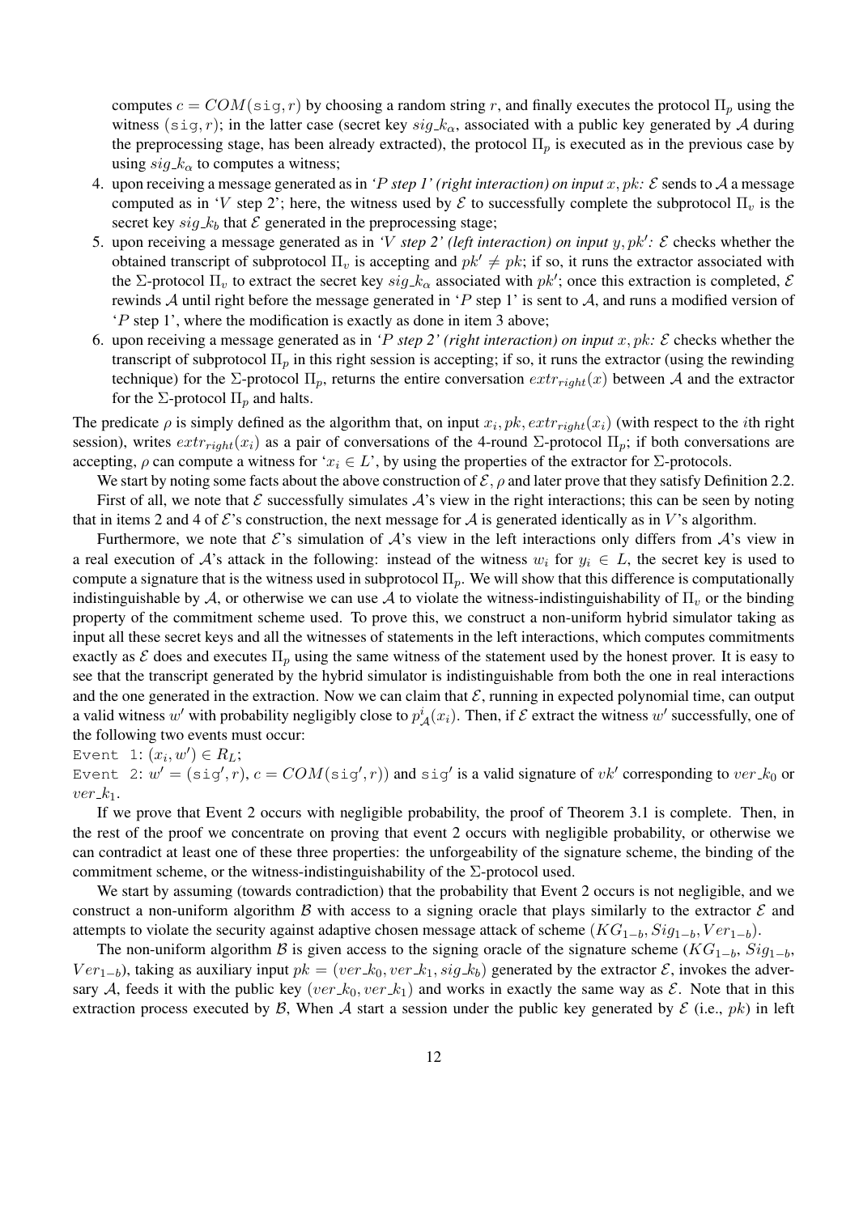computes $c = COM(\texttt{sig}, r)$ by choosing a random string $r$, and finally executes the protocol $\Pi_p$ using the witness $(\texttt{sig}, r)$; in the latter case (secret key $sig\_k_\alpha$, associated with a public key generated by $\mathcal{A}$ during the preprocessing stage, has been already extracted), the protocol $\Pi_p$ is executed as in the previous case by using $sig\_k_\alpha$ to computes a witness;

4. upon receiving a message generated as in *'P step 1' (right interaction) on input $x, pk$:* $\mathcal{E}$ sends to $\mathcal{A}$ a message computed as in '$V$ step 2'; here, the witness used by $\mathcal{E}$ to successfully complete the subprotocol $\Pi_v$ is the secret key $sig\_k_b$ that $\mathcal{E}$ generated in the preprocessing stage;
5. upon receiving a message generated as in *'V step 2' (left interaction) on input $y, pk'$:* $\mathcal{E}$ checks whether the obtained transcript of subprotocol $\Pi_v$ is accepting and $pk' \neq pk$; if so, it runs the extractor associated with the $\Sigma$-protocol $\Pi_v$ to extract the secret key $sig\_k_\alpha$ associated with $pk'$; once this extraction is completed, $\mathcal{E}$ rewinds $\mathcal{A}$ until right before the message generated in '$P$ step 1' is sent to $\mathcal{A}$, and runs a modified version of '$P$ step 1', where the modification is exactly as done in item 3 above;
6. upon receiving a message generated as in *'P step 2' (right interaction) on input $x, pk$:* $\mathcal{E}$ checks whether the transcript of subprotocol $\Pi_p$ in this right session is accepting; if so, it runs the extractor (using the rewinding technique) for the $\Sigma$-protocol $\Pi_p$, returns the entire conversation $extr_{right}(x)$ between $\mathcal{A}$ and the extractor for the $\Sigma$-protocol $\Pi_p$ and halts.

The predicate $\rho$ is simply defined as the algorithm that, on input $x_i, pk, extr_{right}(x_i)$ (with respect to the $i$th right session), writes $extr_{right}(x_i)$ as a pair of conversations of the 4-round $\Sigma$-protocol $\Pi_p$; if both conversations are accepting, $\rho$ can compute a witness for '$x_i \in L$', by using the properties of the extractor for $\Sigma$-protocols.

We start by noting some facts about the above construction of $\mathcal{E}$, $\rho$ and later prove that they satisfy Definition 2.2.

First of all, we note that $\mathcal{E}$ successfully simulates $\mathcal{A}$'s view in the right interactions; this can be seen by noting that in items 2 and 4 of $\mathcal{E}$'s construction, the next message for $\mathcal{A}$ is generated identically as in $V$'s algorithm.

Furthermore, we note that $\mathcal{E}$'s simulation of $\mathcal{A}$'s view in the left interactions only differs from $\mathcal{A}$'s view in a real execution of $\mathcal{A}$'s attack in the following: instead of the witness $w_i$ for $y_i \in L$, the secret key is used to compute a signature that is the witness used in subprotocol $\Pi_p$. We will show that this difference is computationally indistinguishable by $\mathcal{A}$, or otherwise we can use $\mathcal{A}$ to violate the witness-indistinguishability of $\Pi_v$ or the binding property of the commitment scheme used. To prove this, we construct a non-uniform hybrid simulator taking as input all these secret keys and all the witnesses of statements in the left interactions, which computes commitments exactly as $\mathcal{E}$ does and executes $\Pi_p$ using the same witness of the statement used by the honest prover. It is easy to see that the transcript generated by the hybrid simulator is indistinguishable from both the one in real interactions and the one generated in the extraction. Now we can claim that $\mathcal{E}$, running in expected polynomial time, can output a valid witness $w'$ with probability negligibly close to $p^i_{\mathcal{A}}(x_i)$. Then, if $\mathcal{E}$ extract the witness $w'$ successfully, one of the following two events must occur:

Event 1: $(x_i, w') \in R_L$;

Event 2: $w' = (\texttt{sig}', r)$, $c = COM(\texttt{sig}', r))$ and $\texttt{sig}'$ is a valid signature of $vk'$ corresponding to $ver\_k_0$ or $ver\_k_1$.

If we prove that Event 2 occurs with negligible probability, the proof of Theorem 3.1 is complete. Then, in the rest of the proof we concentrate on proving that event 2 occurs with negligible probability, or otherwise we can contradict at least one of these three properties: the unforgeability of the signature scheme, the binding of the commitment scheme, or the witness-indistinguishability of the $\Sigma$-protocol used.

We start by assuming (towards contradiction) that the probability that Event 2 occurs is not negligible, and we construct a non-uniform algorithm $\mathcal{B}$ with access to a signing oracle that plays similarly to the extractor $\mathcal{E}$ and attempts to violate the security against adaptive chosen message attack of scheme $(KG_{1-b}, Sig_{1-b}, Ver_{1-b})$.

The non-uniform algorithm $\mathcal{B}$ is given access to the signing oracle of the signature scheme $(KG_{1-b}, Sig_{1-b}, Ver_{1-b})$, taking as auxiliary input $pk = (ver\_k_0, ver\_k_1, sig\_k_b)$ generated by the extractor $\mathcal{E}$, invokes the adversary $\mathcal{A}$, feeds it with the public key $(ver\_k_0, ver\_k_1)$ and works in exactly the same way as $\mathcal{E}$. Note that in this extraction process executed by $\mathcal{B}$, When $\mathcal{A}$ start a session under the public key generated by $\mathcal{E}$ (i.e., $pk$) in left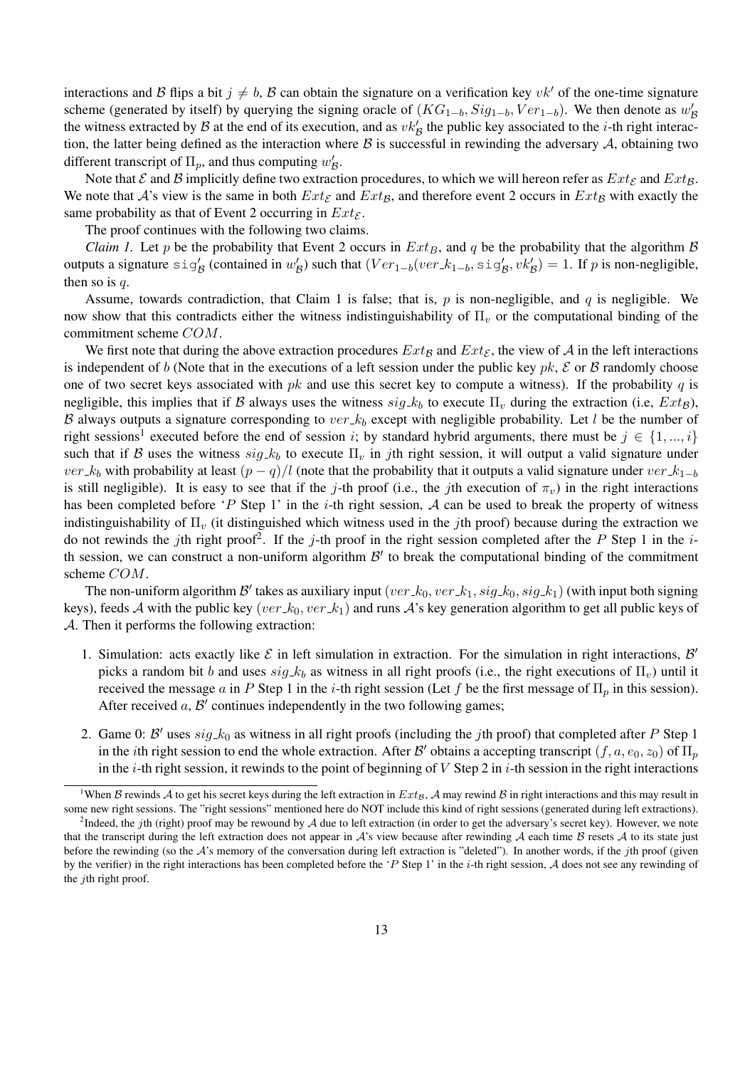interactions and $\mathcal{B}$ flips a bit $j \neq b$, $\mathcal{B}$ can obtain the signature on a verification key $vk'$ of the one-time signature scheme (generated by itself) by querying the signing oracle of $(KG_{1-b}, Sig_{1-b}, Ver_{1-b})$. We then denote as $w'_{\mathcal{B}}$ the witness extracted by $\mathcal{B}$ at the end of its execution, and as $vk'_{\mathcal{B}}$ the public key associated to the $i$-th right interaction, the latter being defined as the interaction where $\mathcal{B}$ is successful in rewinding the adversary $\mathcal{A}$, obtaining two different transcript of $\Pi_p$, and thus computing $w'_{\mathcal{B}}$.

Note that $\mathcal{E}$ and $\mathcal{B}$ implicitly define two extraction procedures, to which we will hereon refer as $Ext_{\mathcal{E}}$ and $Ext_{\mathcal{B}}$. We note that $\mathcal{A}$'s view is the same in both $Ext_{\mathcal{E}}$ and $Ext_{\mathcal{B}}$, and therefore event 2 occurs in $Ext_{\mathcal{B}}$ with exactly the same probability as that of Event 2 occurring in $Ext_{\mathcal{E}}$.

The proof continues with the following two claims.

*Claim 1.* Let $p$ be the probability that Event 2 occurs in $Ext_B$, and $q$ be the probability that the algorithm $\mathcal{B}$ outputs a signature $\mathtt{sig}'_{\mathcal{B}}$ (contained in $w'_{\mathcal{B}}$) such that $(Ver_{1-b}(ver\_k_{1-b}, \mathtt{sig}'_{\mathcal{B}}, vk'_{\mathcal{B}}) = 1$. If $p$ is non-negligible, then so is $q$.

Assume, towards contradiction, that Claim 1 is false; that is, $p$ is non-negligible, and $q$ is negligible. We now show that this contradicts either the witness indistinguishability of $\Pi_v$ or the computational binding of the commitment scheme $COM$.

We first note that during the above extraction procedures $Ext_{\mathcal{B}}$ and $Ext_{\mathcal{E}}$, the view of $\mathcal{A}$ in the left interactions is independent of $b$ (Note that in the executions of a left session under the public key $pk$, $\mathcal{E}$ or $\mathcal{B}$ randomly choose one of two secret keys associated with $pk$ and use this secret key to compute a witness). If the probability $q$ is negligible, this implies that if $\mathcal{B}$ always uses the witness $sig\_k_b$ to execute $\Pi_v$ during the extraction (i.e, $Ext_{\mathcal{B}}$), $\mathcal{B}$ always outputs a signature corresponding to $ver\_k_b$ except with negligible probability. Let $l$ be the number of right sessions[1] executed before the end of session $i$; by standard hybrid arguments, there must be $j \in \{1, ..., i\}$ such that if $\mathcal{B}$ uses the witness $sig\_k_b$ to execute $\Pi_v$ in $j$th right session, it will output a valid signature under $ver\_k_b$ with probability at least $(p - q)/l$ (note that the probability that it outputs a valid signature under $ver\_k_{1-b}$ is still negligible). It is easy to see that if the $j$-th proof (i.e., the $j$th execution of $\pi_v$) in the right interactions has been completed before '$P$ Step 1' in the $i$-th right session, $\mathcal{A}$ can be used to break the property of witness indistinguishability of $\Pi_v$ (it distinguished which witness used in the $j$th proof) because during the extraction we do not rewinds the $j$th right proof[2]. If the $j$-th proof in the right session completed after the $P$ Step 1 in the $i$-th session, we can construct a non-uniform algorithm $\mathcal{B}'$ to break the computational binding of the commitment scheme $COM$.

The non-uniform algorithm $\mathcal{B}'$ takes as auxiliary input $(ver\_k_0, ver\_k_1, sig\_k_0, sig\_k_1)$ (with input both signing keys), feeds $\mathcal{A}$ with the public key $(ver\_k_0, ver\_k_1)$ and runs $\mathcal{A}$'s key generation algorithm to get all public keys of $\mathcal{A}$. Then it performs the following extraction:

1. Simulation: acts exactly like $\mathcal{E}$ in left simulation in extraction. For the simulation in right interactions, $\mathcal{B}'$ picks a random bit $b$ and uses $sig\_k_b$ as witness in all right proofs (i.e., the right executions of $\Pi_v$) until it received the message $a$ in $P$ Step 1 in the $i$-th right session (Let $f$ be the first message of $\Pi_p$ in this session). After received $a$, $\mathcal{B}'$ continues independently in the two following games;

2. Game 0: $\mathcal{B}'$ uses $sig\_k_0$ as witness in all right proofs (including the $j$th proof) that completed after $P$ Step 1 in the $i$th right session to end the whole extraction. After $\mathcal{B}'$ obtains a accepting transcript $(f, a, e_0, z_0)$ of $\Pi_p$ in the $i$-th right session, it rewinds to the point of beginning of $V$ Step 2 in $i$-th session in the right interactions

---

[1] When $\mathcal{B}$ rewinds $\mathcal{A}$ to get his secret keys during the left extraction in $Ext_{\mathcal{B}}$, $\mathcal{A}$ may rewind $\mathcal{B}$ in right interactions and this may result in some new right sessions. The "right sessions" mentioned here do NOT include this kind of right sessions (generated during left extractions).

[2] Indeed, the $j$th (right) proof may be rewound by $\mathcal{A}$ due to left extraction (in order to get the adversary's secret key). However, we note that the transcript during the left extraction does not appear in $\mathcal{A}$'s view because after rewinding $\mathcal{A}$ each time $\mathcal{B}$ resets $\mathcal{A}$ to its state just before the rewinding (so the $\mathcal{A}$'s memory of the conversation during left extraction is "deleted"). In another words, if the $j$th proof (given by the verifier) in the right interactions has been completed before the '$P$ Step 1' in the $i$-th right session, $\mathcal{A}$ does not see any rewinding of the $j$th right proof.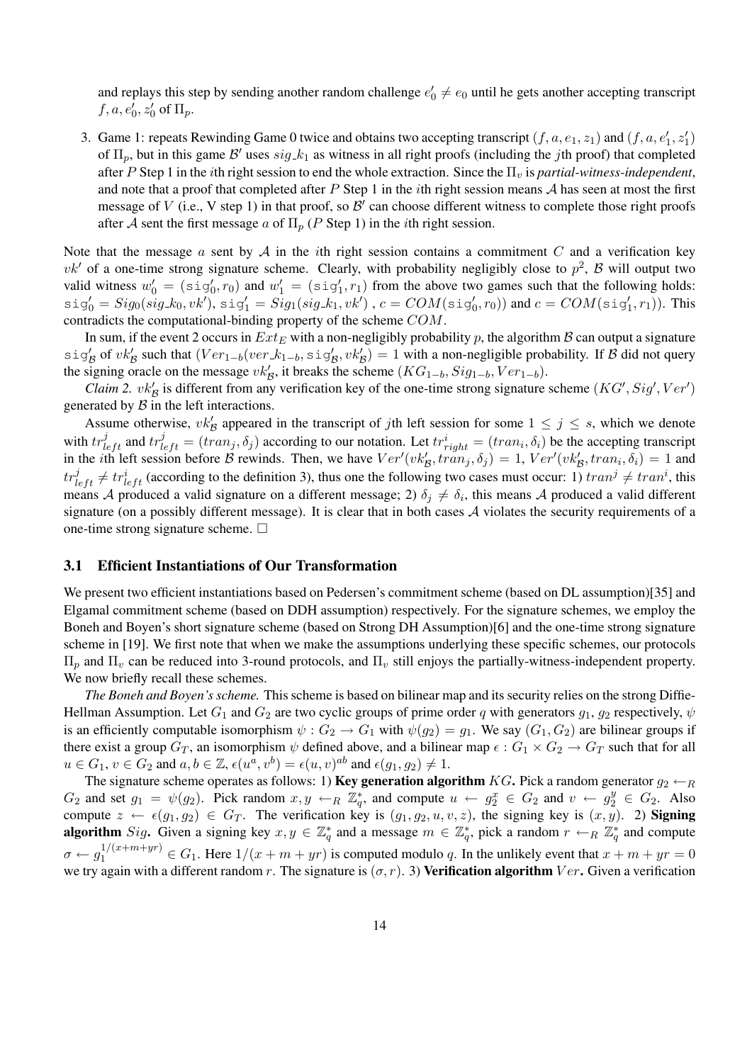and replays this step by sending another random challenge $e'_0 \neq e_0$ until he gets another accepting transcript $f, a, e'_0, z'_0$ of $\Pi_p$.

3. Game 1: repeats Rewinding Game 0 twice and obtains two accepting transcript $(f, a, e_1, z_1)$ and $(f, a, e'_1, z'_1)$ of $\Pi_p$, but in this game $\mathcal{B}'$ uses $sig\_k_1$ as witness in all right proofs (including the $j$th proof) that completed after $P$ Step 1 in the $i$th right session to end the whole extraction. Since the $\Pi_v$ is *partial-witness-independent*, and note that a proof that completed after $P$ Step 1 in the $i$th right session means $\mathcal{A}$ has seen at most the first message of $V$ (i.e., V step 1) in that proof, so $\mathcal{B}'$ can choose different witness to complete those right proofs after $\mathcal{A}$ sent the first message $a$ of $\Pi_p$ ($P$ Step 1) in the $i$th right session.

Note that the message $a$ sent by $\mathcal{A}$ in the $i$th right session contains a commitment $C$ and a verification key $vk'$ of a one-time strong signature scheme. Clearly, with probability negligibly close to $p^2$, $\mathcal{B}$ will output two valid witness $w'_0 = (\mathtt{sig}'_0, r_0)$ and $w'_1 = (\mathtt{sig}'_1, r_1)$ from the above two games such that the following holds: $\mathtt{sig}'_0 = Sig_0(sig\_k_0, vk')$, $\mathtt{sig}'_1 = Sig_1(sig\_k_1, vk')$ , $c = COM(\mathtt{sig}'_0, r_0))$ and $c = COM(\mathtt{sig}'_1, r_1))$. This contradicts the computational-binding property of the scheme $COM$.

In sum, if the event 2 occurs in $Ext_E$ with a non-negligibly probability $p$, the algorithm $\mathcal{B}$ can output a signature $\mathtt{sig}'_{\mathcal{B}}$ of $vk'_{\mathcal{B}}$ such that $(Ver_{1-b}(ver\_k_{1-b}, \mathtt{sig}'_{\mathcal{B}}, vk'_{\mathcal{B}}) = 1$ with a non-negligible probability. If $\mathcal{B}$ did not query the signing oracle on the message $vk'_{\mathcal{B}}$, it breaks the scheme $(KG_{1-b}, Sig_{1-b}, Ver_{1-b})$.

*Claim 2.* $vk'_{\mathcal{B}}$ is different from any verification key of the one-time strong signature scheme $(KG', Sig', Ver')$ generated by $\mathcal{B}$ in the left interactions.

Assume otherwise, $vk'_{\mathcal{B}}$ appeared in the transcript of $j$th left session for some $1 \leq j \leq s$, which we denote with $tr^j_{left}$ and $tr^j_{left} = (tran_j, \delta_j)$ according to our notation. Let $tr^i_{right} = (tran_i, \delta_i)$ be the accepting transcript in the $i$th left session before $\mathcal{B}$ rewinds. Then, we have $Ver'(vk'_{\mathcal{B}}, tran_j, \delta_j) = 1$, $Ver'(vk'_{\mathcal{B}}, tran_i, \delta_i) = 1$ and $tr^j_{left} \neq tr^i_{left}$ (according to the definition 3), thus one the following two cases must occur: 1) $tran^j \neq tran^i$, this means $\mathcal{A}$ produced a valid signature on a different message; 2) $\delta_j \neq \delta_i$, this means $\mathcal{A}$ produced a valid different signature (on a possibly different message). It is clear that in both cases $\mathcal{A}$ violates the security requirements of a one-time strong signature scheme. $\square$

### 3.1 Efficient Instantiations of Our Transformation

We present two efficient instantiations based on Pedersen's commitment scheme (based on DL assumption)[35] and Elgamal commitment scheme (based on DDH assumption) respectively. For the signature schemes, we employ the Boneh and Boyen's short signature scheme (based on Strong DH Assumption)[6] and the one-time strong signature scheme in [19]. We first note that when we make the assumptions underlying these specific schemes, our protocols $\Pi_p$ and $\Pi_v$ can be reduced into 3-round protocols, and $\Pi_v$ still enjoys the partially-witness-independent property. We now briefly recall these schemes.

*The Boneh and Boyen's scheme.* This scheme is based on bilinear map and its security relies on the strong Diffie-Hellman Assumption. Let $G_1$ and $G_2$ are two cyclic groups of prime order $q$ with generators $g_1$, $g_2$ respectively, $\psi$ is an efficiently computable isomorphism $\psi : G_2 \rightarrow G_1$ with $\psi(g_2) = g_1$. We say $(G_1, G_2)$ are bilinear groups if there exist a group $G_T$, an isomorphism $\psi$ defined above, and a bilinear map $\epsilon : G_1 \times G_2 \rightarrow G_T$ such that for all $u \in G_1$, $v \in G_2$ and $a, b \in \mathbb{Z}$, $\epsilon(u^a, v^b) = \epsilon(u, v)^{ab}$ and $\epsilon(g_1, g_2) \neq 1$.

The signature scheme operates as follows: 1) **Key generation algorithm** $KG$**.** Pick a random generator $g_2 \leftarrow_R G_2$ and set $g_1 = \psi(g_2)$. Pick random $x, y \leftarrow_R \mathbb{Z}^*_q$, and compute $u \leftarrow g_2^x \in G_2$ and $v \leftarrow g_2^y \in G_2$. Also compute $z \leftarrow \epsilon(g_1, g_2) \in G_T$. The verification key is $(g_1, g_2, u, v, z)$, the signing key is $(x, y)$. 2) **Signing algorithm** $Sig$**.** Given a signing key $x, y \in \mathbb{Z}^*_q$ and a message $m \in \mathbb{Z}^*_q$, pick a random $r \leftarrow_R \mathbb{Z}^*_q$ and compute $\sigma \leftarrow g_1^{1/(x+m+yr)} \in G_1$. Here $1/(x + m + yr)$ is computed modulo $q$. In the unlikely event that $x + m + yr = 0$ we try again with a different random $r$. The signature is $(\sigma, r)$. 3) **Verification algorithm** $Ver$**.** Given a verification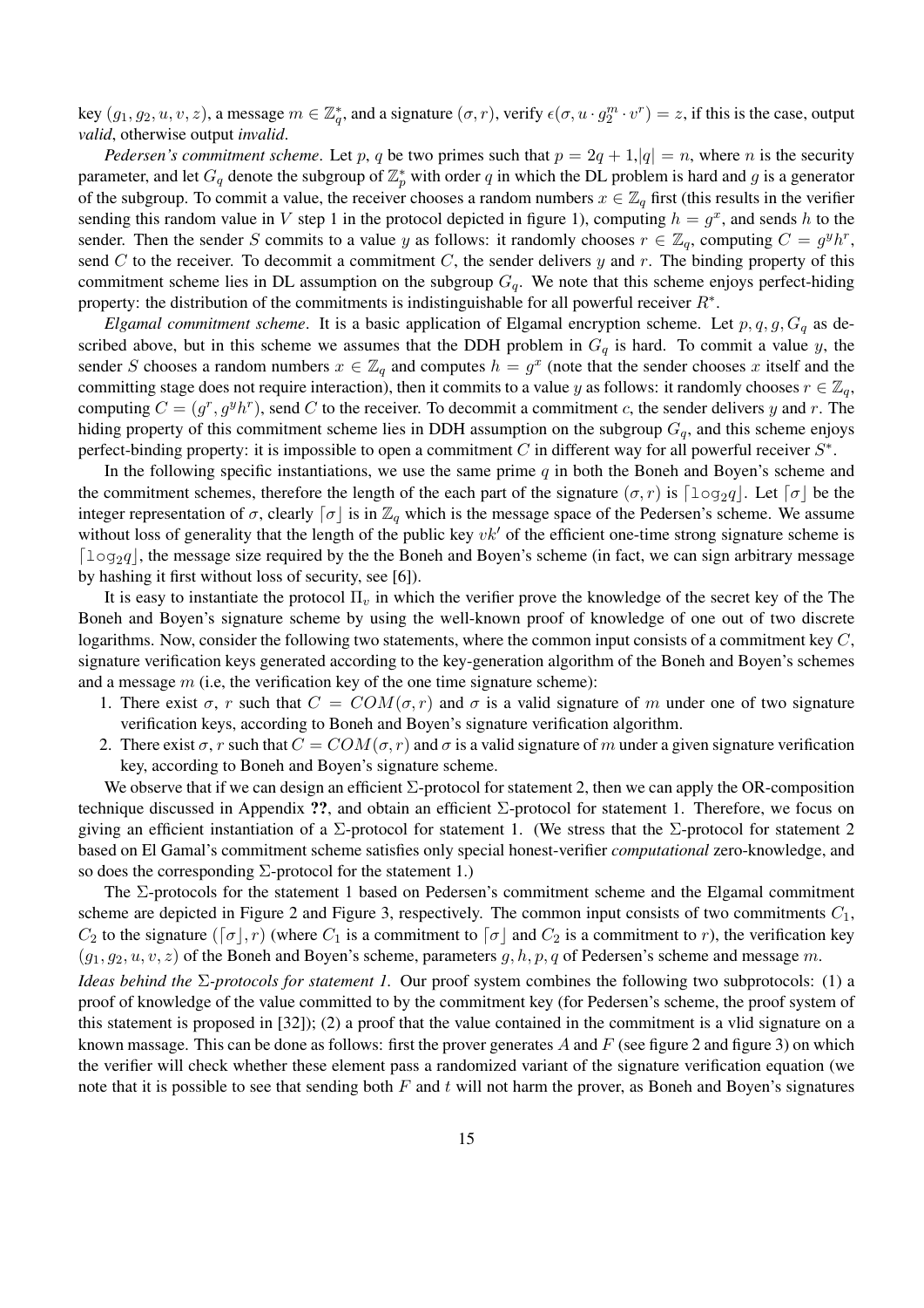key $(g_1, g_2, u, v, z)$, a message $m \in \mathbb{Z}_q^*$, and a signature $(\sigma, r)$, verify $\epsilon(\sigma, u \cdot g_2^m \cdot v^r) = z$, if this is the case, output *valid*, otherwise output *invalid*.

*Pedersen's commitment scheme*. Let $p$, $q$ be two primes such that $p = 2q + 1, |q| = n$, where $n$ is the security parameter, and let $G_q$ denote the subgroup of $\mathbb{Z}_p^*$ with order $q$ in which the DL problem is hard and $g$ is a generator of the subgroup. To commit a value, the receiver chooses a random numbers $x \in \mathbb{Z}_q$ first (this results in the verifier sending this random value in $V$ step 1 in the protocol depicted in figure 1), computing $h = g^x$, and sends $h$ to the sender. Then the sender $S$ commits to a value $y$ as follows: it randomly chooses $r \in \mathbb{Z}_q$, computing $C = g^y h^r$, send $C$ to the receiver. To decommit a commitment $C$, the sender delivers $y$ and $r$. The binding property of this commitment scheme lies in DL assumption on the subgroup $G_q$. We note that this scheme enjoys perfect-hiding property: the distribution of the commitments is indistinguishable for all powerful receiver $R^*$.

*Elgamal commitment scheme*. It is a basic application of Elgamal encryption scheme. Let $p, q, g, G_q$ as described above, but in this scheme we assumes that the DDH problem in $G_q$ is hard. To commit a value $y$, the sender $S$ chooses a random numbers $x \in \mathbb{Z}_q$ and computes $h = g^x$ (note that the sender chooses $x$ itself and the committing stage does not require interaction), then it commits to a value $y$ as follows: it randomly chooses $r \in \mathbb{Z}_q$, computing $C = (g^r, g^y h^r)$, send $C$ to the receiver. To decommit a commitment $c$, the sender delivers $y$ and $r$. The hiding property of this commitment scheme lies in DDH assumption on the subgroup $G_q$, and this scheme enjoys perfect-binding property: it is impossible to open a commitment $C$ in different way for all powerful receiver $S^*$.

In the following specific instantiations, we use the same prime $q$ in both the Boneh and Boyen's scheme and the commitment schemes, therefore the length of the each part of the signature $(\sigma, r)$ is $\lceil \log_2 q \rceil$. Let $\lceil \sigma \rfloor$ be the integer representation of $\sigma$, clearly $\lceil \sigma \rfloor$ is in $\mathbb{Z}_q$ which is the message space of the Pedersen's scheme. We assume without loss of generality that the length of the public key $vk'$ of the efficient one-time strong signature scheme is $\lceil \log_2 q \rfloor$, the message size required by the the Boneh and Boyen's scheme (in fact, we can sign arbitrary message by hashing it first without loss of security, see [6]).

It is easy to instantiate the protocol $\Pi_v$ in which the verifier prove the knowledge of the secret key of the The Boneh and Boyen's signature scheme by using the well-known proof of knowledge of one out of two discrete logarithms. Now, consider the following two statements, where the common input consists of a commitment key $C$, signature verification keys generated according to the key-generation algorithm of the Boneh and Boyen's schemes and a message $m$ (i.e, the verification key of the one time signature scheme):

1. There exist $\sigma$, $r$ such that $C = COM(\sigma, r)$ and $\sigma$ is a valid signature of $m$ under one of two signature verification keys, according to Boneh and Boyen's signature verification algorithm.
2. There exist $\sigma, r$ such that $C = COM(\sigma, r)$ and $\sigma$ is a valid signature of $m$ under a given signature verification key, according to Boneh and Boyen's signature scheme.

We observe that if we can design an efficient $\Sigma$-protocol for statement 2, then we can apply the OR-composition technique discussed in Appendix **??**, and obtain an efficient $\Sigma$-protocol for statement 1. Therefore, we focus on giving an efficient instantiation of a $\Sigma$-protocol for statement 1. (We stress that the $\Sigma$-protocol for statement 2 based on El Gamal's commitment scheme satisfies only special honest-verifier *computational* zero-knowledge, and so does the corresponding $\Sigma$-protocol for the statement 1.)

The $\Sigma$-protocols for the statement 1 based on Pedersen's commitment scheme and the Elgamal commitment scheme are depicted in Figure 2 and Figure 3, respectively. The common input consists of two commitments $C_1$, $C_2$ to the signature $(\lceil \sigma \rfloor, r)$ (where $C_1$ is a commitment to $\lceil \sigma \rfloor$ and $C_2$ is a commitment to $r$), the verification key $(g_1, g_2, u, v, z)$ of the Boneh and Boyen's scheme, parameters $g, h, p, q$ of Pedersen's scheme and message $m$.

*Ideas behind the $\Sigma$-protocols for statement 1.* Our proof system combines the following two subprotocols: (1) a proof of knowledge of the value committed to by the commitment key (for Pedersen's scheme, the proof system of this statement is proposed in [32]); (2) a proof that the value contained in the commitment is a vlid signature on a known massage. This can be done as follows: first the prover generates $A$ and $F$ (see figure 2 and figure 3) on which the verifier will check whether these element pass a randomized variant of the signature verification equation (we note that it is possible to see that sending both $F$ and $t$ will not harm the prover, as Boneh and Boyen's signatures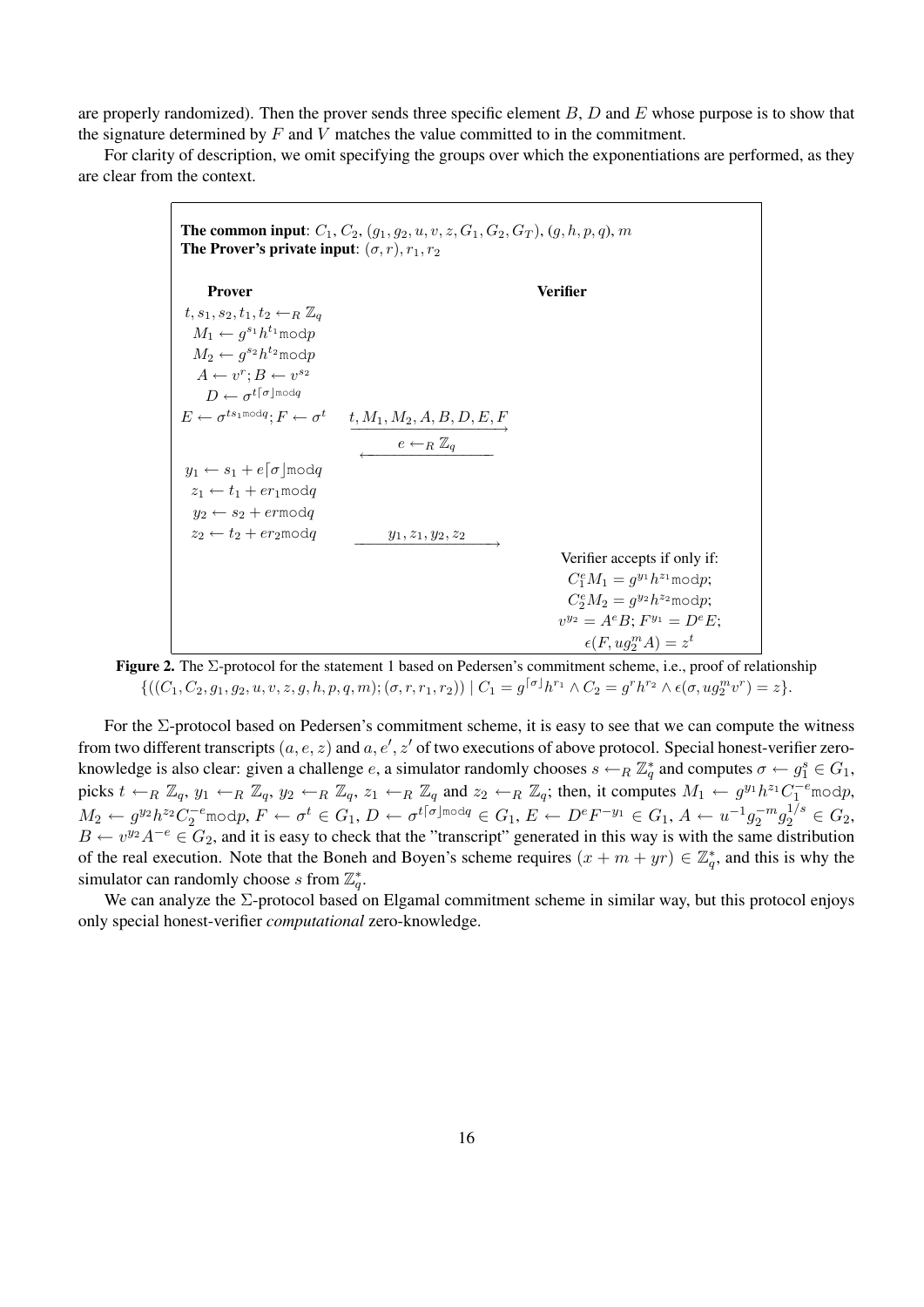are properly randomized). Then the prover sends three specific element $B$, $D$ and $E$ whose purpose is to show that the signature determined by $F$ and $V$ matches the value committed to in the commitment.

For clarity of description, we omit specifying the groups over which the exponentiations are performed, as they are clear from the context.

**The common input**: $C_1, C_2, (g_1, g_2, u, v, z, G_1, G_2, G_T), (g, h, p, q), m$
**The Prover's private input**: $(\sigma, r), r_1, r_2$

| **Prover** | | **Verifier** |
|---|---|---|
| $t, s_1, s_2, t_1, t_2 \leftarrow_R \mathbb{Z}_q$ | | |
| $M_1 \leftarrow g^{s_1} h^{t_1} \bmod p$ | | |
| $M_2 \leftarrow g^{s_2} h^{t_2} \bmod p$ | | |
| $A \leftarrow v^r; B \leftarrow v^{s_2}$ | | |
| $D \leftarrow \sigma^{t \lceil \sigma \rfloor \bmod q}$ | | |
| $E \leftarrow \sigma^{t s_1 \bmod q}; F \leftarrow \sigma^t$ | $\xrightarrow{t, M_1, M_2, A, B, D, E, F}$ | |
| | $\xleftarrow{e \leftarrow_R \mathbb{Z}_q}$ | |
| $y_1 \leftarrow s_1 + e\lceil \sigma \rfloor \bmod q$ | | |
| $z_1 \leftarrow t_1 + er_1 \bmod q$ | | |
| $y_2 \leftarrow s_2 + er \bmod q$ | | |
| $z_2 \leftarrow t_2 + er_2 \bmod q$ | $\xrightarrow{y_1, z_1, y_2, z_2}$ | |
| | | Verifier accepts if only if: |
| | | $C_1^e M_1 = g^{y_1} h^{z_1} \bmod p$; |
| | | $C_2^e M_2 = g^{y_2} h^{z_2} \bmod p$; |
| | | $v^{y_2} = A^e B$; $F^{y_1} = D^e E$; |
| | | $\epsilon(F, u g_2^m A) = z^t$ |

**Figure 2.** The $\Sigma$-protocol for the statement 1 based on Pedersen's commitment scheme, i.e., proof of relationship $\{((C_1, C_2, g_1, g_2, u, v, z, g, h, p, q, m); (\sigma, r, r_1, r_2)) \mid C_1 = g^{\lceil \sigma \rfloor} h^{r_1} \wedge C_2 = g^r h^{r_2} \wedge \epsilon(\sigma, u g_2^m v^r) = z\}$.

For the $\Sigma$-protocol based on Pedersen's commitment scheme, it is easy to see that we can compute the witness from two different transcripts $(a, e, z)$ and $a, e', z'$ of two executions of above protocol. Special honest-verifier zero-knowledge is also clear: given a challenge $e$, a simulator randomly chooses $s \leftarrow_R \mathbb{Z}_q^*$ and computes $\sigma \leftarrow g_1^s \in G_1$, picks $t \leftarrow_R \mathbb{Z}_q$, $y_1 \leftarrow_R \mathbb{Z}_q$, $y_2 \leftarrow_R \mathbb{Z}_q$, $z_1 \leftarrow_R \mathbb{Z}_q$ and $z_2 \leftarrow_R \mathbb{Z}_q$; then, it computes $M_1 \leftarrow g^{y_1} h^{z_1} C_1^{-e} \bmod p$, $M_2 \leftarrow g^{y_2} h^{z_2} C_2^{-e} \bmod p$, $F \leftarrow \sigma^t \in G_1$, $D \leftarrow \sigma^{t \lceil \sigma \rfloor \bmod q} \in G_1$, $E \leftarrow D^e F^{-y_1} \in G_1$, $A \leftarrow u^{-1} g_2^{-m} g_2^{1/s} \in G_2$, $B \leftarrow v^{y_2} A^{-e} \in G_2$, and it is easy to check that the "transcript" generated in this way is with the same distribution of the real execution. Note that the Boneh and Boyen's scheme requires $(x + m + yr) \in \mathbb{Z}_q^*$, and this is why the simulator can randomly choose $s$ from $\mathbb{Z}_q^*$.

We can analyze the $\Sigma$-protocol based on Elgamal commitment scheme in similar way, but this protocol enjoys only special honest-verifier *computational* zero-knowledge.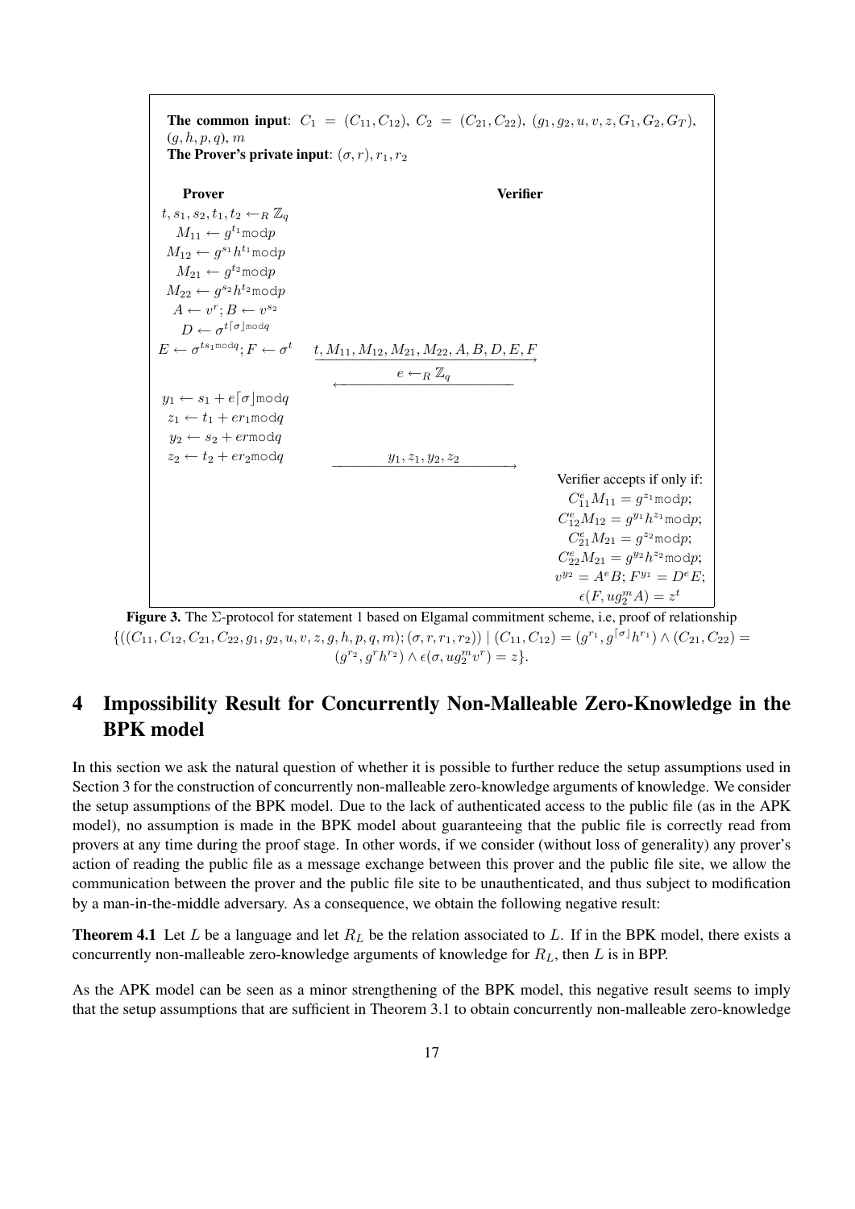**The common input**: $C_1 = (C_{11}, C_{12})$, $C_2 = (C_{21}, C_{22})$, $(g_1, g_2, u, v, z, G_1, G_2, G_T)$, $(g, h, p, q)$, $m$

**The Prover's private input**: $(\sigma, r), r_1, r_2$

| **Prover** | | **Verifier** |
|---|---|---|
| $t, s_1, s_2, t_1, t_2 \leftarrow_R \mathbb{Z}_q$ | | |
| $M_{11} \leftarrow g^{t_1} \bmod p$ | | |
| $M_{12} \leftarrow g^{s_1} h^{t_1} \bmod p$ | | |
| $M_{21} \leftarrow g^{t_2} \bmod p$ | | |
| $M_{22} \leftarrow g^{s_2} h^{t_2} \bmod p$ | | |
| $A \leftarrow v^r; B \leftarrow v^{s_2}$ | | |
| $D \leftarrow \sigma^{t \lceil \sigma \rfloor \bmod q}$ | | |
| $E \leftarrow \sigma^{t s_1 \bmod q}; F \leftarrow \sigma^t$ | $\xrightarrow{t, M_{11}, M_{12}, M_{21}, M_{22}, A, B, D, E, F}$ | |
| | $\xleftarrow{e \leftarrow_R \mathbb{Z}_q}$ | |
| $y_1 \leftarrow s_1 + e\lceil \sigma \rfloor \bmod q$ | | |
| $z_1 \leftarrow t_1 + e r_1 \bmod q$ | | |
| $y_2 \leftarrow s_2 + e r \bmod q$ | | |
| $z_2 \leftarrow t_2 + e r_2 \bmod q$ | $\xrightarrow{y_1, z_1, y_2, z_2}$ | |
| | | Verifier accepts if only if: |
| | | $C_{11}^e M_{11} = g^{z_1} \bmod p$; |
| | | $C_{12}^e M_{12} = g^{y_1} h^{z_1} \bmod p$; |
| | | $C_{21}^e M_{21} = g^{z_2} \bmod p$; |
| | | $C_{22}^e M_{21} = g^{y_2} h^{z_2} \bmod p$; |
| | | $v^{y_2} = A^e B$; $F^{y_1} = D^e E$; |
| | | $\epsilon(F, u g_2^m A) = z^t$ |

**Figure 3.** The $\Sigma$-protocol for statement 1 based on Elgamal commitment scheme, i.e, proof of relationship $\{((C_{11}, C_{12}, C_{21}, C_{22}, g_1, g_2, u, v, z, g, h, p, q, m); (\sigma, r, r_1, r_2)) \mid (C_{11}, C_{12}) = (g^{r_1}, g^{\lceil \sigma \rfloor} h^{r_1}) \wedge (C_{21}, C_{22}) = (g^{r_2}, g^r h^{r_2}) \wedge \epsilon(\sigma, u g_2^m v^r) = z\}$.

# 4 Impossibility Result for Concurrently Non-Malleable Zero-Knowledge in the BPK model

In this section we ask the natural question of whether it is possible to further reduce the setup assumptions used in Section 3 for the construction of concurrently non-malleable zero-knowledge arguments of knowledge. We consider the setup assumptions of the BPK model. Due to the lack of authenticated access to the public file (as in the APK model), no assumption is made in the BPK model about guaranteeing that the public file is correctly read from provers at any time during the proof stage. In other words, if we consider (without loss of generality) any prover's action of reading the public file as a message exchange between this prover and the public file site, we allow the communication between the prover and the public file site to be unauthenticated, and thus subject to modification by a man-in-the-middle adversary. As a consequence, we obtain the following negative result:

**Theorem 4.1** Let $L$ be a language and let $R_L$ be the relation associated to $L$. If in the BPK model, there exists a concurrently non-malleable zero-knowledge arguments of knowledge for $R_L$, then $L$ is in BPP.

As the APK model can be seen as a minor strengthening of the BPK model, this negative result seems to imply that the setup assumptions that are sufficient in Theorem 3.1 to obtain concurrently non-malleable zero-knowledge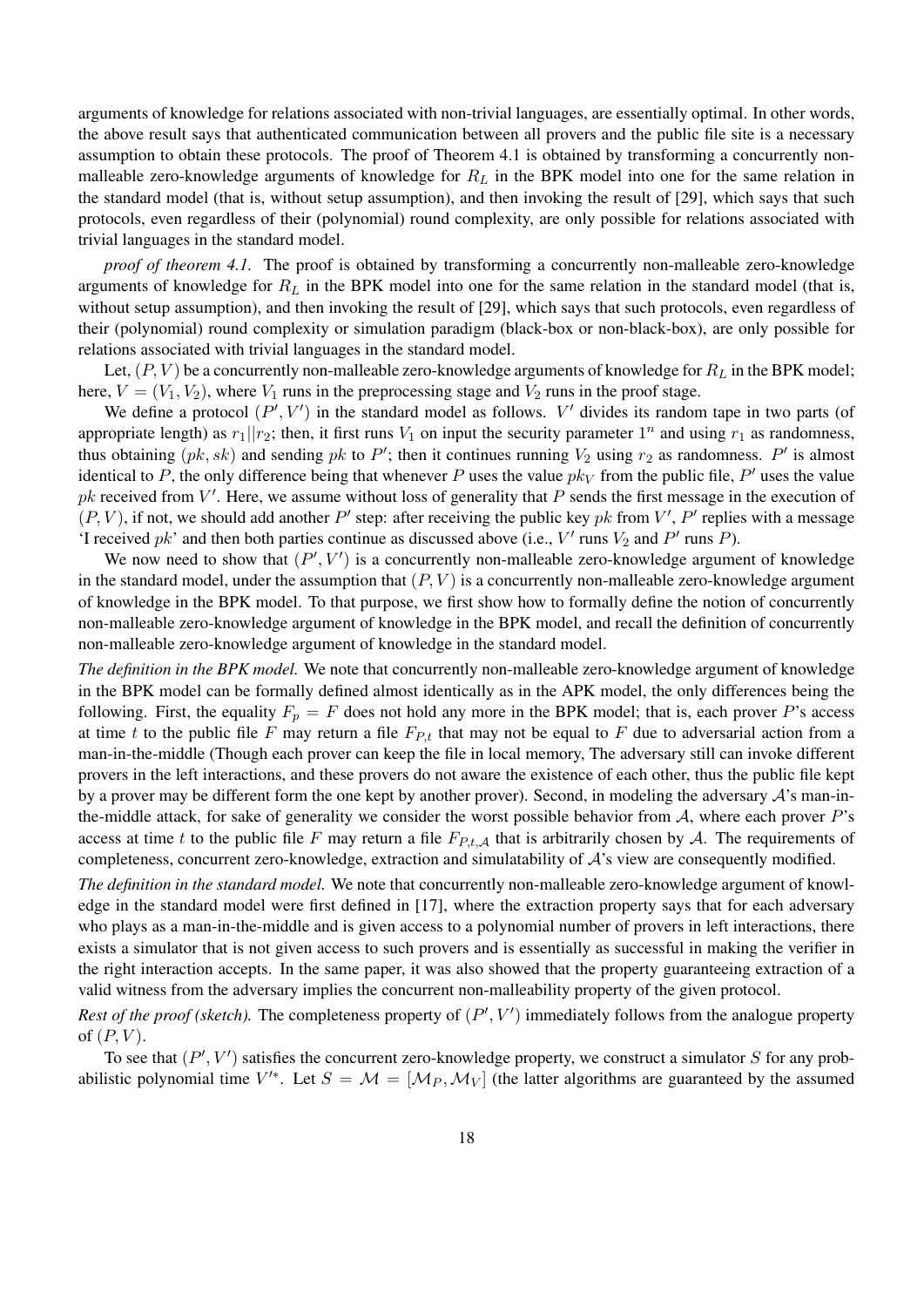arguments of knowledge for relations associated with non-trivial languages, are essentially optimal. In other words, the above result says that authenticated communication between all provers and the public file site is a necessary assumption to obtain these protocols. The proof of Theorem 4.1 is obtained by transforming a concurrently non-malleable zero-knowledge arguments of knowledge for $R_L$ in the BPK model into one for the same relation in the standard model (that is, without setup assumption), and then invoking the result of [29], which says that such protocols, even regardless of their (polynomial) round complexity, are only possible for relations associated with trivial languages in the standard model.

*proof of theorem 4.1.* The proof is obtained by transforming a concurrently non-malleable zero-knowledge arguments of knowledge for $R_L$ in the BPK model into one for the same relation in the standard model (that is, without setup assumption), and then invoking the result of [29], which says that such protocols, even regardless of their (polynomial) round complexity or simulation paradigm (black-box or non-black-box), are only possible for relations associated with trivial languages in the standard model.

Let, $(P, V)$ be a concurrently non-malleable zero-knowledge arguments of knowledge for $R_L$ in the BPK model; here, $V = (V_1, V_2)$, where $V_1$ runs in the preprocessing stage and $V_2$ runs in the proof stage.

We define a protocol $(P', V')$ in the standard model as follows. $V'$ divides its random tape in two parts (of appropriate length) as $r_1||r_2$; then, it first runs $V_1$ on input the security parameter $1^n$ and using $r_1$ as randomness, thus obtaining $(pk, sk)$ and sending $pk$ to $P'$; then it continues running $V_2$ using $r_2$ as randomness. $P'$ is almost identical to $P$, the only difference being that whenever $P$ uses the value $pk_V$ from the public file, $P'$ uses the value $pk$ received from $V'$. Here, we assume without loss of generality that $P$ sends the first message in the execution of $(P, V)$, if not, we should add another $P'$ step: after receiving the public key $pk$ from $V'$, $P'$ replies with a message 'I received $pk$' and then both parties continue as discussed above (i.e., $V'$ runs $V_2$ and $P'$ runs $P$).

We now need to show that $(P', V')$ is a concurrently non-malleable zero-knowledge argument of knowledge in the standard model, under the assumption that $(P, V)$ is a concurrently non-malleable zero-knowledge argument of knowledge in the BPK model. To that purpose, we first show how to formally define the notion of concurrently non-malleable zero-knowledge argument of knowledge in the BPK model, and recall the definition of concurrently non-malleable zero-knowledge argument of knowledge in the standard model.

*The definition in the BPK model.* We note that concurrently non-malleable zero-knowledge argument of knowledge in the BPK model can be formally defined almost identically as in the APK model, the only differences being the following. First, the equality $F_p = F$ does not hold any more in the BPK model; that is, each prover $P$'s access at time $t$ to the public file $F$ may return a file $F_{P,t}$ that may not be equal to $F$ due to adversarial action from a man-in-the-middle (Though each prover can keep the file in local memory, The adversary still can invoke different provers in the left interactions, and these provers do not aware the existence of each other, thus the public file kept by a prover may be different form the one kept by another prover). Second, in modeling the adversary $\mathcal{A}$'s man-in-the-middle attack, for sake of generality we consider the worst possible behavior from $\mathcal{A}$, where each prover $P$'s access at time $t$ to the public file $F$ may return a file $F_{P,t,\mathcal{A}}$ that is arbitrarily chosen by $\mathcal{A}$. The requirements of completeness, concurrent zero-knowledge, extraction and simulatability of $\mathcal{A}$'s view are consequently modified.

*The definition in the standard model.* We note that concurrently non-malleable zero-knowledge argument of knowledge in the standard model were first defined in [17], where the extraction property says that for each adversary who plays as a man-in-the-middle and is given access to a polynomial number of provers in left interactions, there exists a simulator that is not given access to such provers and is essentially as successful in making the verifier in the right interaction accepts. In the same paper, it was also showed that the property guaranteeing extraction of a valid witness from the adversary implies the concurrent non-malleability property of the given protocol.

*Rest of the proof (sketch).* The completeness property of $(P', V')$ immediately follows from the analogue property of $(P, V)$.

To see that $(P', V')$ satisfies the concurrent zero-knowledge property, we construct a simulator $S$ for any probabilistic polynomial time $V'^*$. Let $S = \mathcal{M} = [\mathcal{M}_P, \mathcal{M}_V]$ (the latter algorithms are guaranteed by the assumed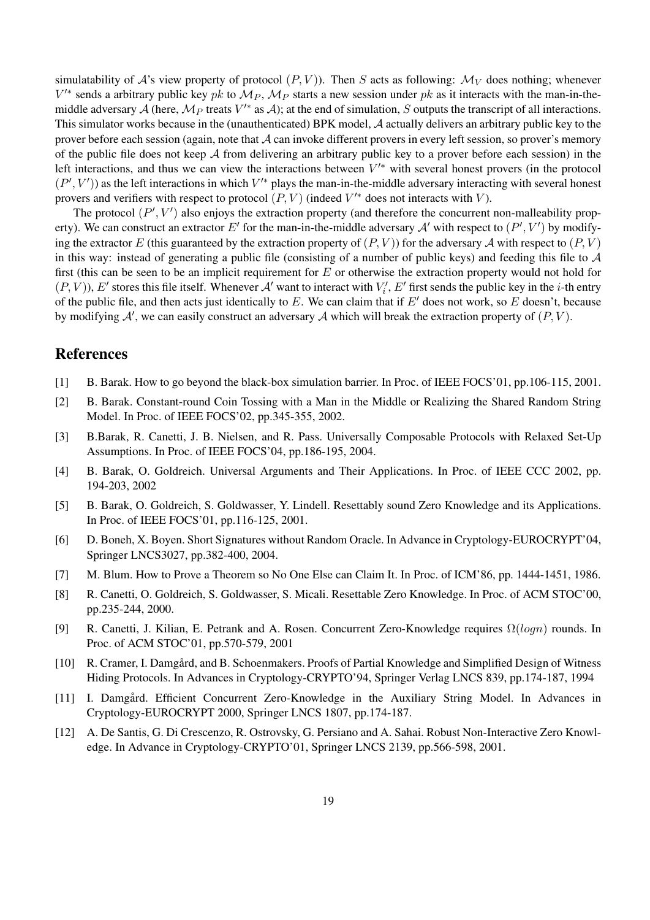simulatability of $\mathcal{A}$'s view property of protocol $(P, V)$). Then $S$ acts as following: $\mathcal{M}_V$ does nothing; whenever $V'^*$ sends a arbitrary public key $pk$ to $\mathcal{M}_P$, $\mathcal{M}_P$ starts a new session under $pk$ as it interacts with the man-in-the-middle adversary $\mathcal{A}$ (here, $\mathcal{M}_P$ treats $V'^*$ as $\mathcal{A}$); at the end of simulation, $S$ outputs the transcript of all interactions. This simulator works because in the (unauthenticated) BPK model, $\mathcal{A}$ actually delivers an arbitrary public key to the prover before each session (again, note that $\mathcal{A}$ can invoke different provers in every left session, so prover's memory of the public file does not keep $\mathcal{A}$ from delivering an arbitrary public key to a prover before each session) in the left interactions, and thus we can view the interactions between $V'^*$ with several honest provers (in the protocol $(P', V')$) as the left interactions in which $V'^*$ plays the man-in-the-middle adversary interacting with several honest provers and verifiers with respect to protocol $(P, V)$ (indeed $V'^*$ does not interacts with $V$).

The protocol $(P', V')$ also enjoys the extraction property (and therefore the concurrent non-malleability property). We can construct an extractor $E'$ for the man-in-the-middle adversary $\mathcal{A}'$ with respect to $(P', V')$ by modifying the extractor $E$ (this guaranteed by the extraction property of $(P, V)$) for the adversary $\mathcal{A}$ with respect to $(P, V)$ in this way: instead of generating a public file (consisting of a number of public keys) and feeding this file to $\mathcal{A}$ first (this can be seen to be an implicit requirement for $E$ or otherwise the extraction property would not hold for $(P, V)$), $E'$ stores this file itself. Whenever $\mathcal{A}'$ want to interact with $V'_i$, $E'$ first sends the public key in the $i$-th entry of the public file, and then acts just identically to $E$. We can claim that if $E'$ does not work, so $E$ doesn't, because by modifying $\mathcal{A}'$, we can easily construct an adversary $\mathcal{A}$ which will break the extraction property of $(P, V)$.

## References

[1] B. Barak. How to go beyond the black-box simulation barrier. In Proc. of IEEE FOCS'01, pp.106-115, 2001.

[2] B. Barak. Constant-round Coin Tossing with a Man in the Middle or Realizing the Shared Random String Model. In Proc. of IEEE FOCS'02, pp.345-355, 2002.

[3] B.Barak, R. Canetti, J. B. Nielsen, and R. Pass. Universally Composable Protocols with Relaxed Set-Up Assumptions. In Proc. of IEEE FOCS'04, pp.186-195, 2004.

[4] B. Barak, O. Goldreich. Universal Arguments and Their Applications. In Proc. of IEEE CCC 2002, pp. 194-203, 2002

[5] B. Barak, O. Goldreich, S. Goldwasser, Y. Lindell. Resettably sound Zero Knowledge and its Applications. In Proc. of IEEE FOCS'01, pp.116-125, 2001.

[6] D. Boneh, X. Boyen. Short Signatures without Random Oracle. In Advance in Cryptology-EUROCRYPT'04, Springer LNCS3027, pp.382-400, 2004.

[7] M. Blum. How to Prove a Theorem so No One Else can Claim It. In Proc. of ICM'86, pp. 1444-1451, 1986.

[8] R. Canetti, O. Goldreich, S. Goldwasser, S. Micali. Resettable Zero Knowledge. In Proc. of ACM STOC'00, pp.235-244, 2000.

[9] R. Canetti, J. Kilian, E. Petrank and A. Rosen. Concurrent Zero-Knowledge requires $\Omega(logn)$ rounds. In Proc. of ACM STOC'01, pp.570-579, 2001

[10] R. Cramer, I. Damgård, and B. Schoenmakers. Proofs of Partial Knowledge and Simplified Design of Witness Hiding Protocols. In Advances in Cryptology-CRYPTO'94, Springer Verlag LNCS 839, pp.174-187, 1994

[11] I. Damgård. Efficient Concurrent Zero-Knowledge in the Auxiliary String Model. In Advances in Cryptology-EUROCRYPT 2000, Springer LNCS 1807, pp.174-187.

[12] A. De Santis, G. Di Crescenzo, R. Ostrovsky, G. Persiano and A. Sahai. Robust Non-Interactive Zero Knowledge. In Advance in Cryptology-CRYPTO'01, Springer LNCS 2139, pp.566-598, 2001.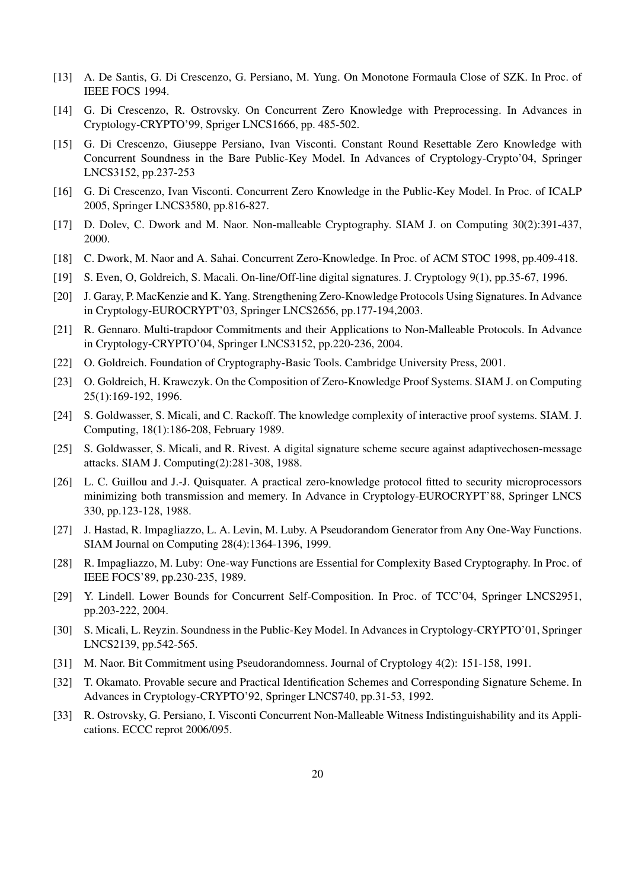[13] A. De Santis, G. Di Crescenzo, G. Persiano, M. Yung. On Monotone Formaula Close of SZK. In Proc. of IEEE FOCS 1994.

[14] G. Di Crescenzo, R. Ostrovsky. On Concurrent Zero Knowledge with Preprocessing. In Advances in Cryptology-CRYPTO'99, Spriger LNCS1666, pp. 485-502.

[15] G. Di Crescenzo, Giuseppe Persiano, Ivan Visconti. Constant Round Resettable Zero Knowledge with Concurrent Soundness in the Bare Public-Key Model. In Advances of Cryptology-Crypto'04, Springer LNCS3152, pp.237-253

[16] G. Di Crescenzo, Ivan Visconti. Concurrent Zero Knowledge in the Public-Key Model. In Proc. of ICALP 2005, Springer LNCS3580, pp.816-827.

[17] D. Dolev, C. Dwork and M. Naor. Non-malleable Cryptography. SIAM J. on Computing 30(2):391-437, 2000.

[18] C. Dwork, M. Naor and A. Sahai. Concurrent Zero-Knowledge. In Proc. of ACM STOC 1998, pp.409-418.

[19] S. Even, O, Goldreich, S. Macali. On-line/Off-line digital signatures. J. Cryptology 9(1), pp.35-67, 1996.

[20] J. Garay, P. MacKenzie and K. Yang. Strengthening Zero-Knowledge Protocols Using Signatures. In Advance in Cryptology-EUROCRYPT'03, Springer LNCS2656, pp.177-194,2003.

[21] R. Gennaro. Multi-trapdoor Commitments and their Applications to Non-Malleable Protocols. In Advance in Cryptology-CRYPTO'04, Springer LNCS3152, pp.220-236, 2004.

[22] O. Goldreich. Foundation of Cryptography-Basic Tools. Cambridge University Press, 2001.

[23] O. Goldreich, H. Krawczyk. On the Composition of Zero-Knowledge Proof Systems. SIAM J. on Computing 25(1):169-192, 1996.

[24] S. Goldwasser, S. Micali, and C. Rackoff. The knowledge complexity of interactive proof systems. SIAM. J. Computing, 18(1):186-208, February 1989.

[25] S. Goldwasser, S. Micali, and R. Rivest. A digital signature scheme secure against adaptivechosen-message attacks. SIAM J. Computing(2):281-308, 1988.

[26] L. C. Guillou and J.-J. Quisquater. A practical zero-knowledge protocol fitted to security microprocessors minimizing both transmission and memery. In Advance in Cryptology-EUROCRYPT'88, Springer LNCS 330, pp.123-128, 1988.

[27] J. Hastad, R. Impagliazzo, L. A. Levin, M. Luby. A Pseudorandom Generator from Any One-Way Functions. SIAM Journal on Computing 28(4):1364-1396, 1999.

[28] R. Impagliazzo, M. Luby: One-way Functions are Essential for Complexity Based Cryptography. In Proc. of IEEE FOCS'89, pp.230-235, 1989.

[29] Y. Lindell. Lower Bounds for Concurrent Self-Composition. In Proc. of TCC'04, Springer LNCS2951, pp.203-222, 2004.

[30] S. Micali, L. Reyzin. Soundness in the Public-Key Model. In Advances in Cryptology-CRYPTO'01, Springer LNCS2139, pp.542-565.

[31] M. Naor. Bit Commitment using Pseudorandomness. Journal of Cryptology 4(2): 151-158, 1991.

[32] T. Okamato. Provable secure and Practical Identification Schemes and Corresponding Signature Scheme. In Advances in Cryptology-CRYPTO'92, Springer LNCS740, pp.31-53, 1992.

[33] R. Ostrovsky, G. Persiano, I. Visconti Concurrent Non-Malleable Witness Indistinguishability and its Applications. ECCC reprot 2006/095.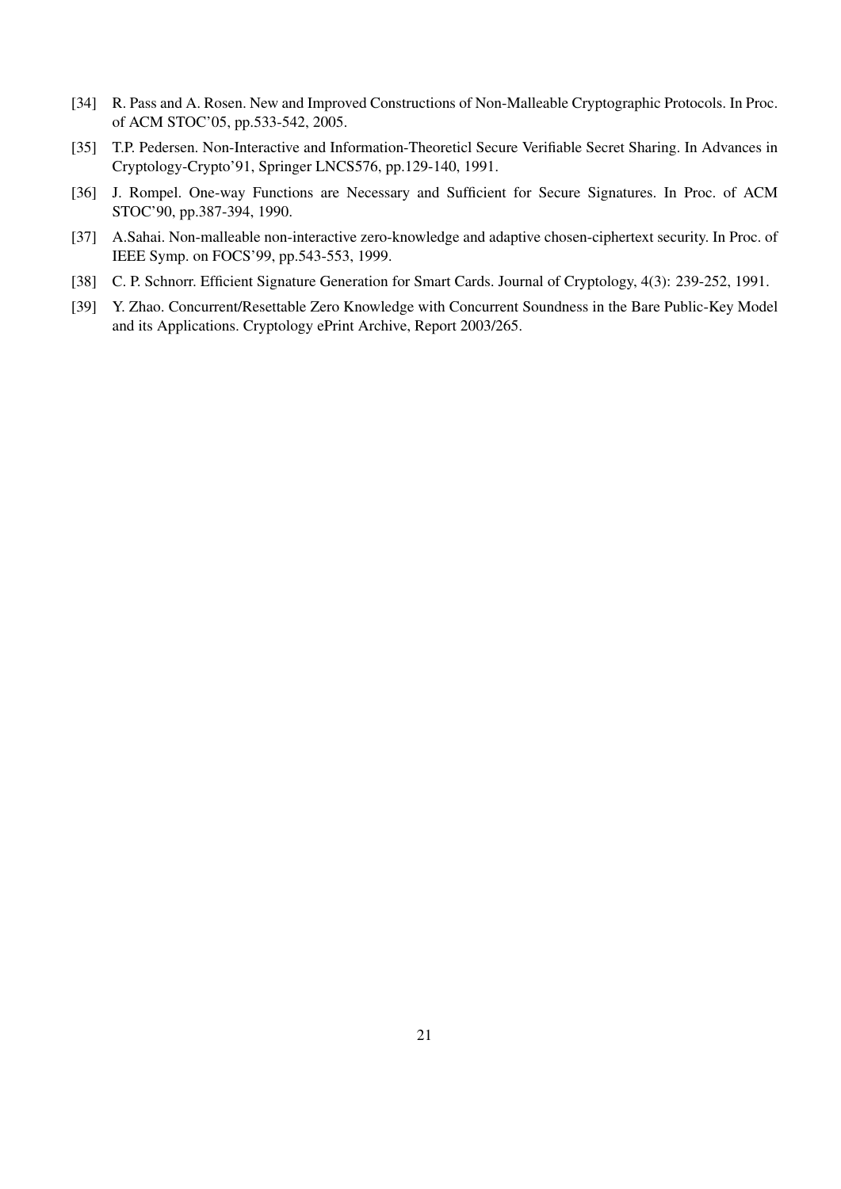[34] R. Pass and A. Rosen. New and Improved Constructions of Non-Malleable Cryptographic Protocols. In Proc. of ACM STOC'05, pp.533-542, 2005.

[35] T.P. Pedersen. Non-Interactive and Information-Theoreticl Secure Verifiable Secret Sharing. In Advances in Cryptology-Crypto'91, Springer LNCS576, pp.129-140, 1991.

[36] J. Rompel. One-way Functions are Necessary and Sufficient for Secure Signatures. In Proc. of ACM STOC'90, pp.387-394, 1990.

[37] A.Sahai. Non-malleable non-interactive zero-knowledge and adaptive chosen-ciphertext security. In Proc. of IEEE Symp. on FOCS'99, pp.543-553, 1999.

[38] C. P. Schnorr. Efficient Signature Generation for Smart Cards. Journal of Cryptology, 4(3): 239-252, 1991.

[39] Y. Zhao. Concurrent/Resettable Zero Knowledge with Concurrent Soundness in the Bare Public-Key Model and its Applications. Cryptology ePrint Archive, Report 2003/265.